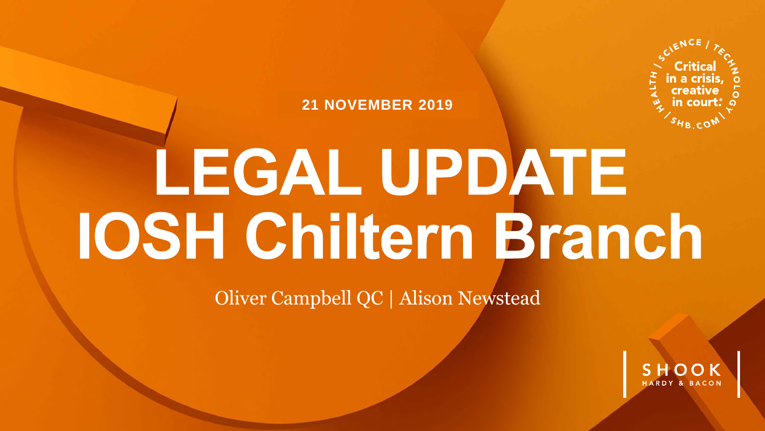21 NOVEMBER 2019

# LEGAL UPDATE
# IOSH Chiltern Branch

Oliver Campbell QC | Alison Newstead

HEALTH / SCIENCE / TECHNOLOGY / SHB.COM

Critical in a crisis, creative in court.®

SHOOK HARDY & BACON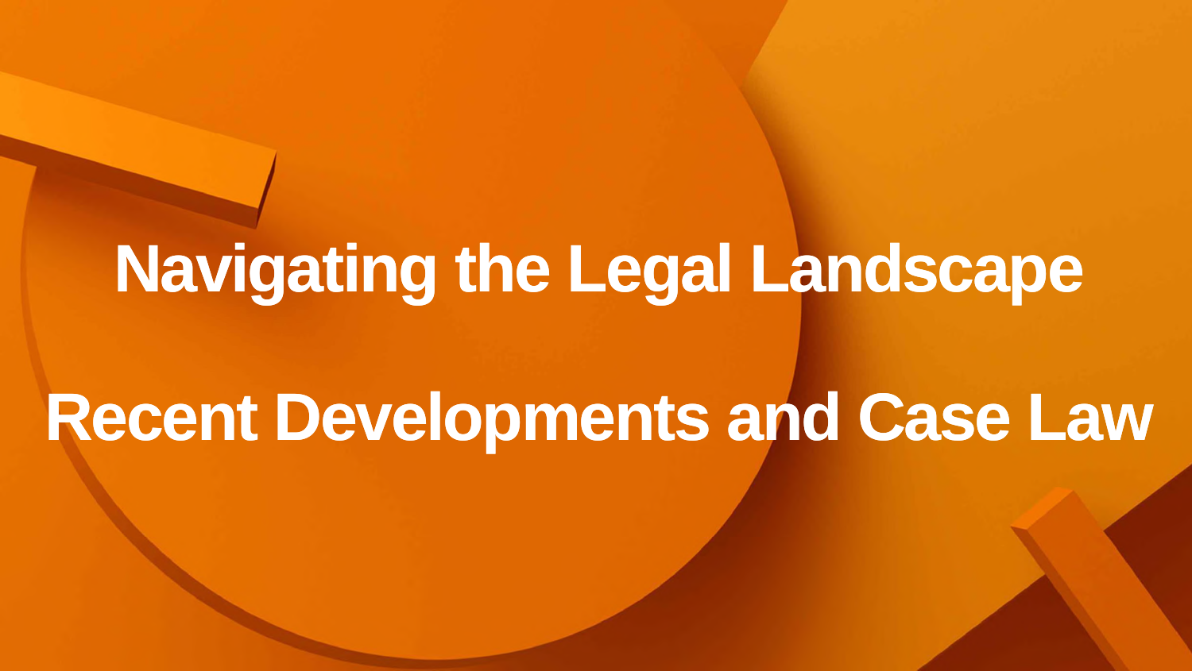# Navigating the Legal Landscape

# Recent Developments and Case Law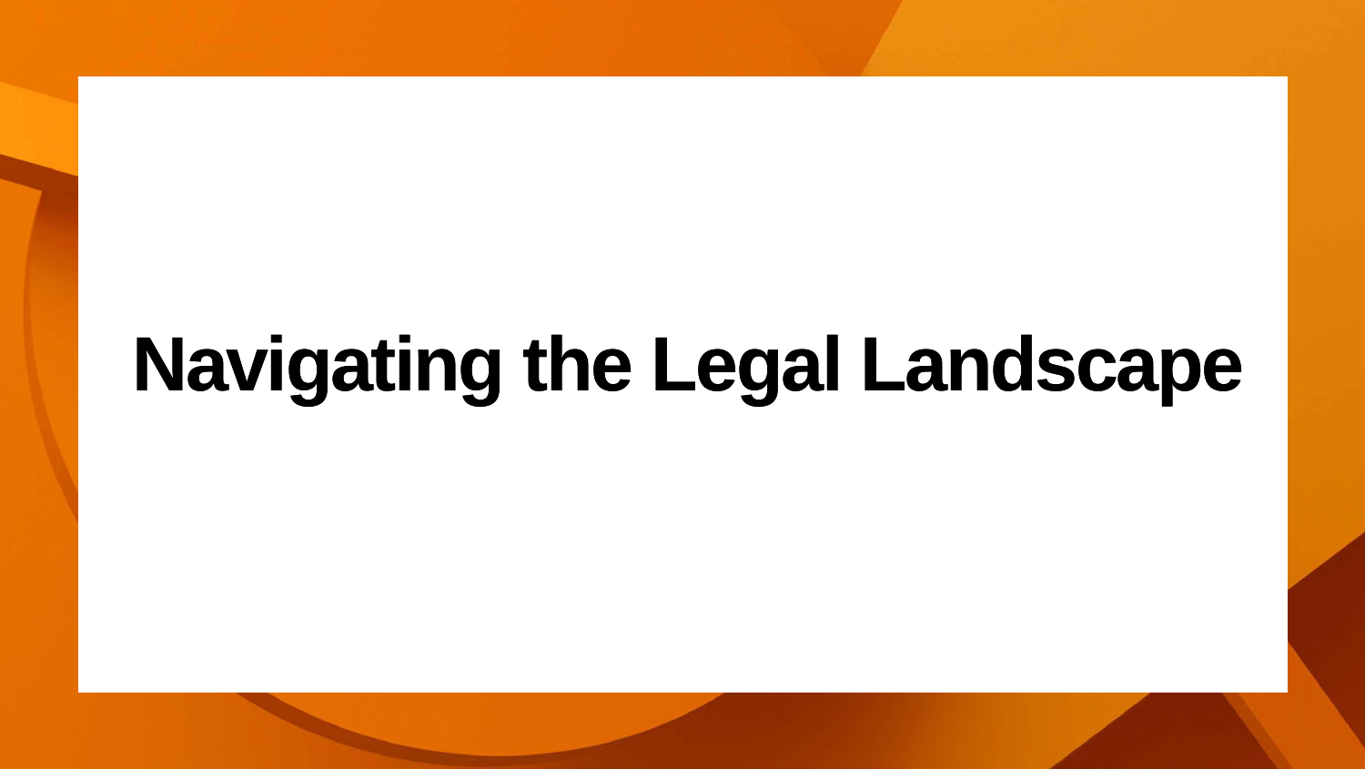# Navigating the Legal Landscape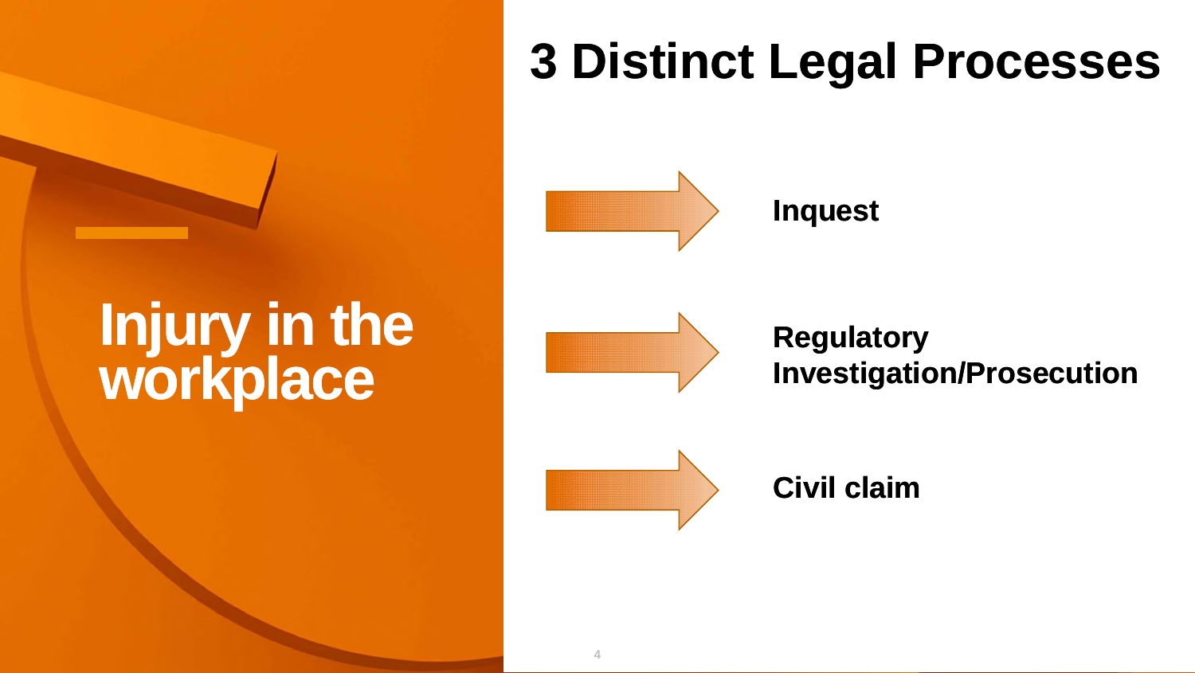# Injury in the workplace

## 3 Distinct Legal Processes

- **Inquest**
- **Regulatory Investigation/Prosecution**
- **Civil claim**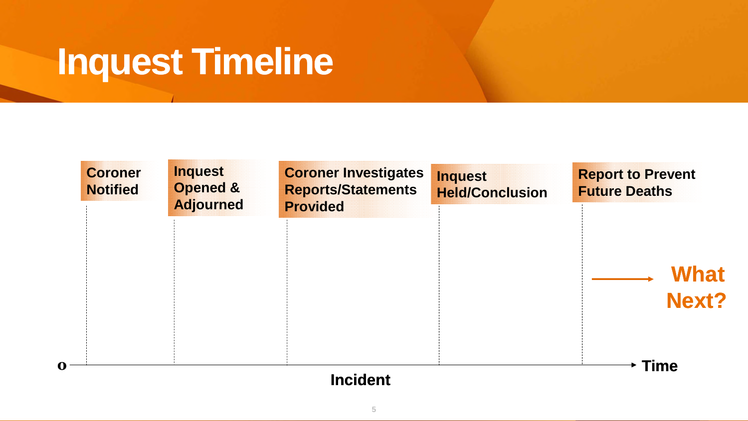# Inquest Timeline

- Coroner Notified
- Inquest Opened & Adjourned
- Coroner Investigates Reports/Statements Provided
- Inquest Held/Conclusion
- Report to Prevent Future Deaths

→ **What Next?**

0 — Incident — Time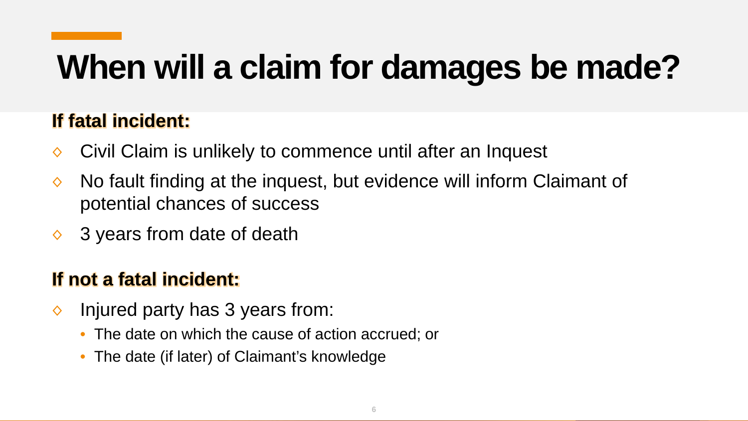# When will a claim for damages be made?

**If fatal incident:**

- Civil Claim is unlikely to commence until after an Inquest
- No fault finding at the inquest, but evidence will inform Claimant of potential chances of success
- 3 years from date of death

**If not a fatal incident:**

- Injured party has 3 years from:
  - The date on which the cause of action accrued; or
  - The date (if later) of Claimant's knowledge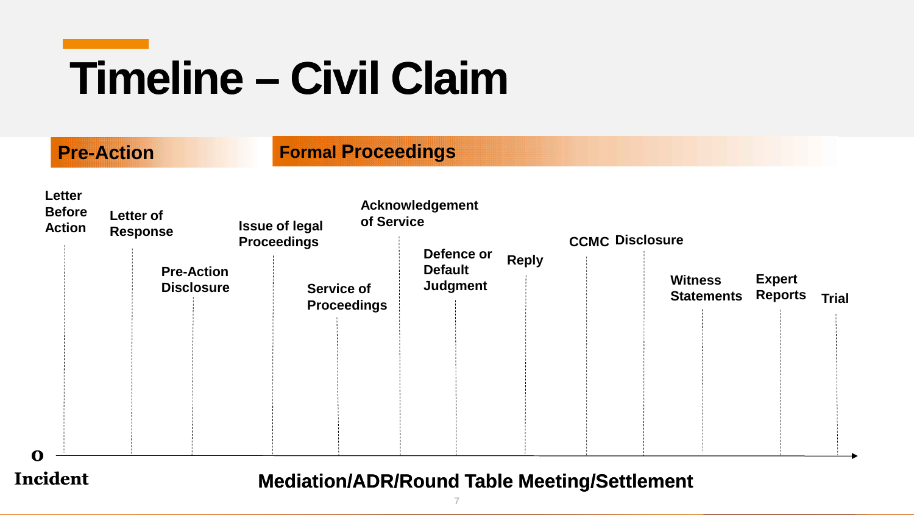# Timeline – Civil Claim

**Pre-Action**

- Letter Before Action
- Letter of Response
- Pre-Action Disclosure

**Formal Proceedings**

- Issue of legal Proceedings
- Service of Proceedings
- Acknowledgement of Service
- Defence or Default Judgment
- Reply
- CCMC
- Disclosure
- Witness Statements
- Expert Reports
- Trial

0

Incident

**Mediation/ADR/Round Table Meeting/Settlement**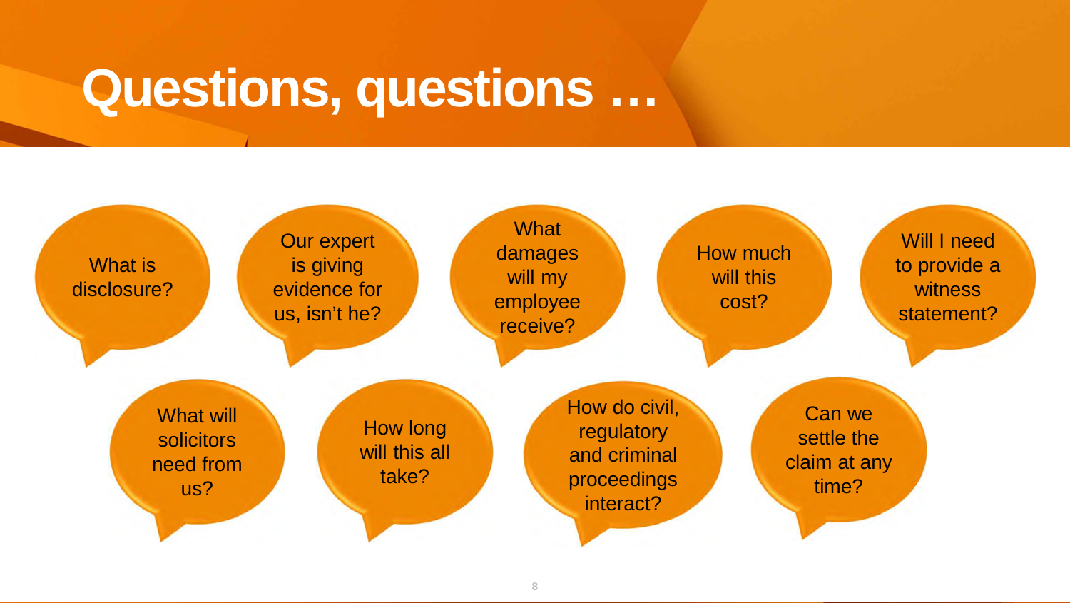# Questions, questions …

- What is disclosure?
- Our expert is giving evidence for us, isn't he?
- What damages will my employee receive?
- How much will this cost?
- Will I need to provide a witness statement?
- What will solicitors need from us?
- How long will this all take?
- How do civil, regulatory and criminal proceedings interact?
- Can we settle the claim at any time?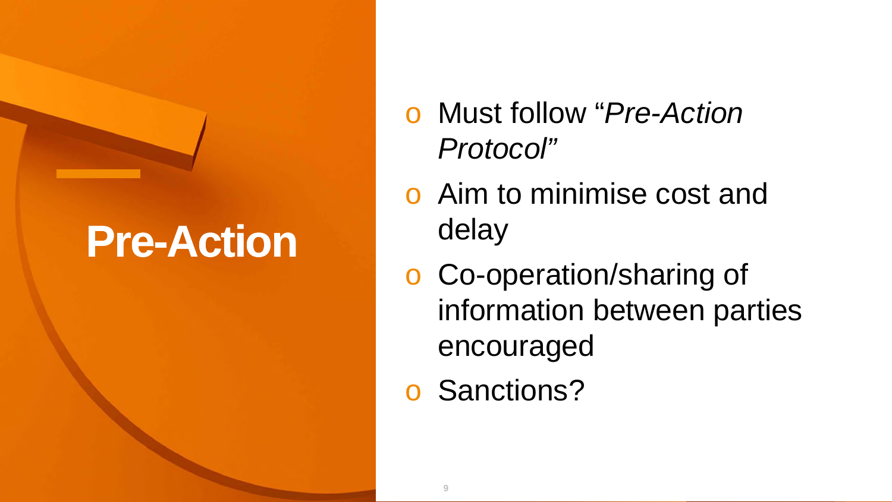# Pre-Action

- Must follow "*Pre-Action Protocol*"
- Aim to minimise cost and delay
- Co-operation/sharing of information between parties encouraged
- Sanctions?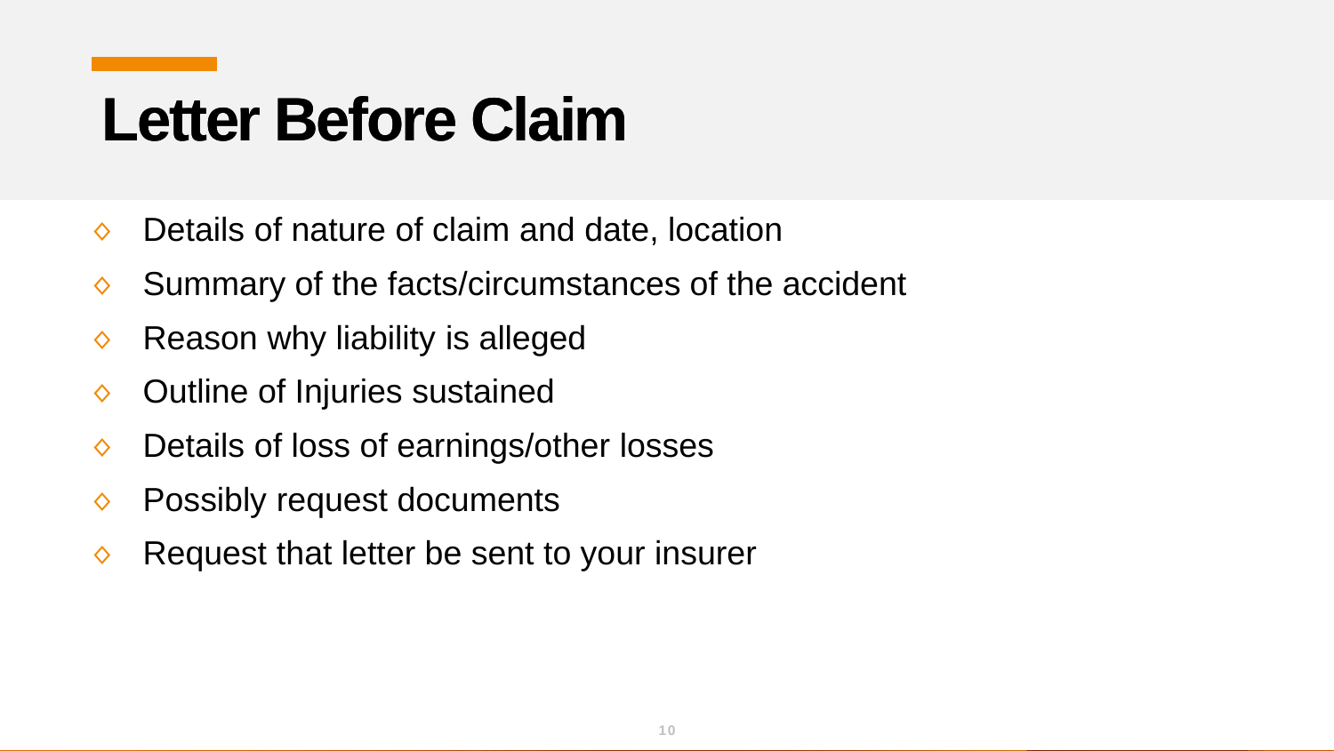# Letter Before Claim

- Details of nature of claim and date, location
- Summary of the facts/circumstances of the accident
- Reason why liability is alleged
- Outline of Injuries sustained
- Details of loss of earnings/other losses
- Possibly request documents
- Request that letter be sent to your insurer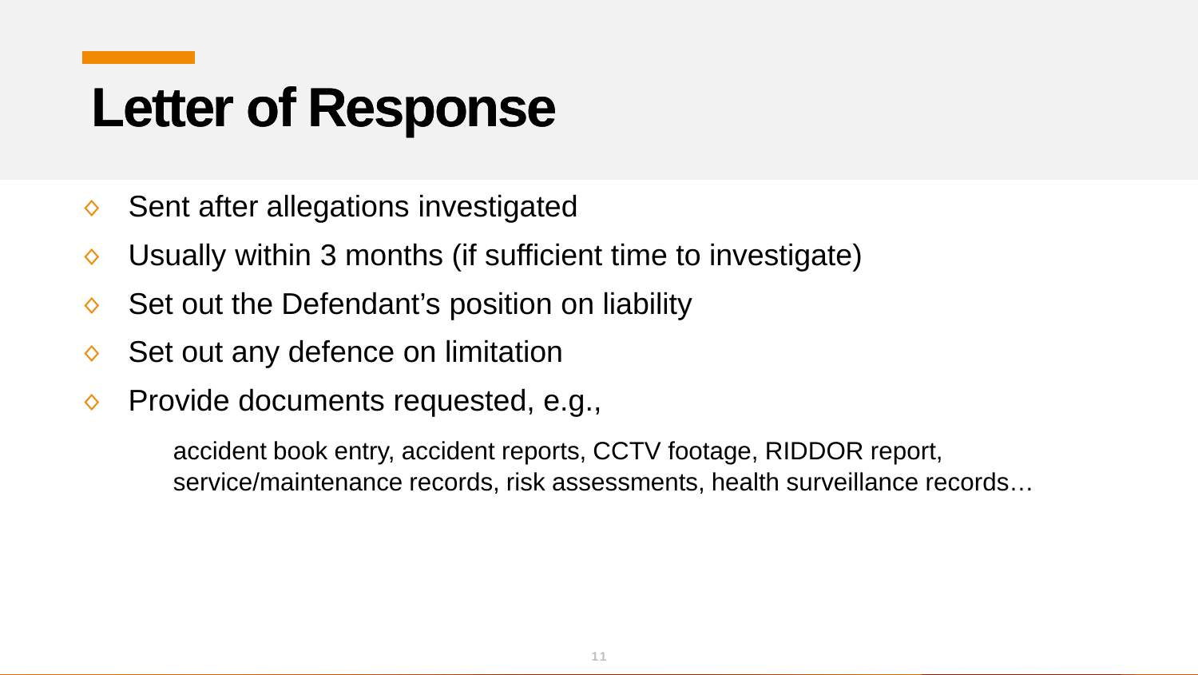# Letter of Response

- Sent after allegations investigated
- Usually within 3 months (if sufficient time to investigate)
- Set out the Defendant's position on liability
- Set out any defence on limitation
- Provide documents requested, e.g.,

  accident book entry, accident reports, CCTV footage, RIDDOR report, service/maintenance records, risk assessments, health surveillance records…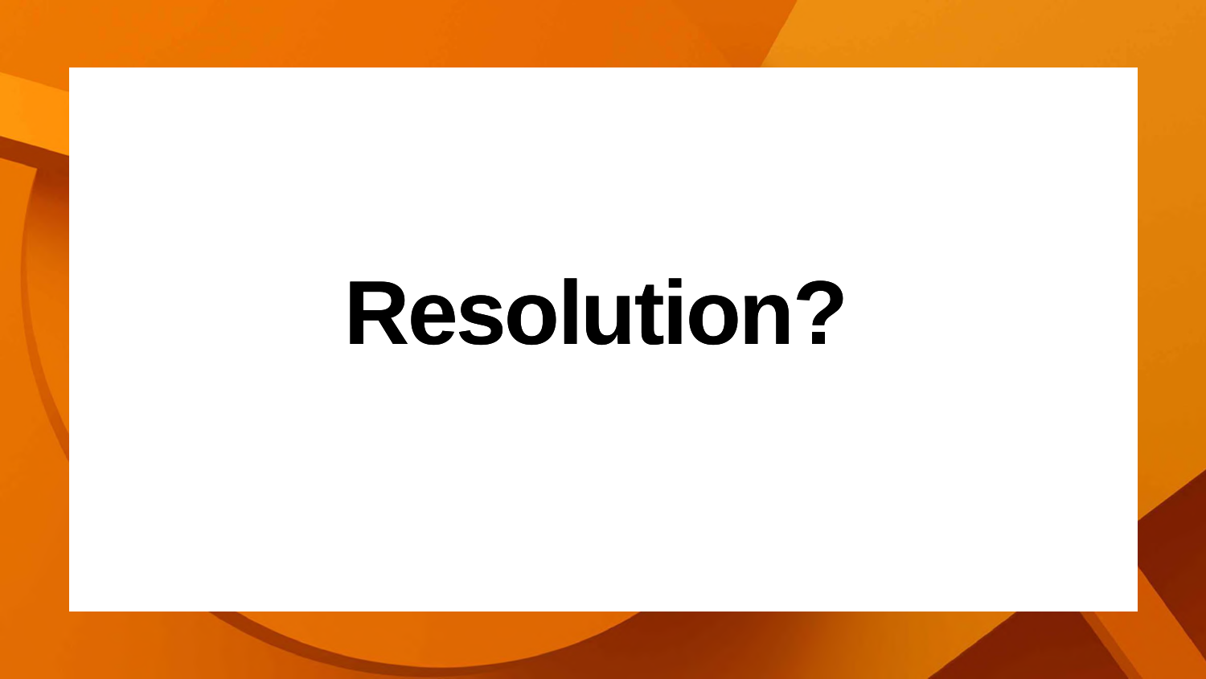# Resolution?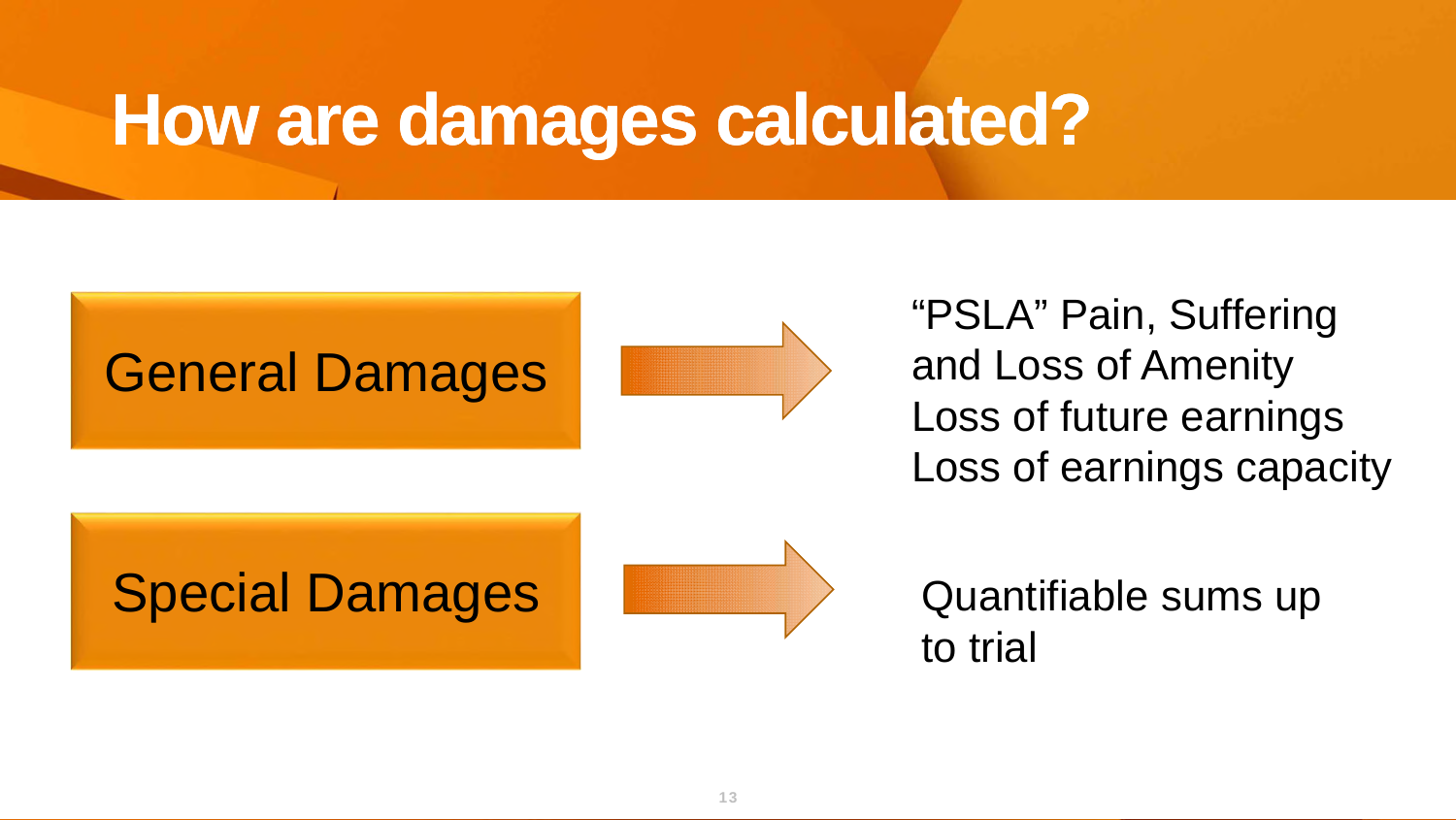# How are damages calculated?

**General Damages** → "PSLA" Pain, Suffering and Loss of Amenity
Loss of future earnings
Loss of earnings capacity

**Special Damages** → Quantifiable sums up to trial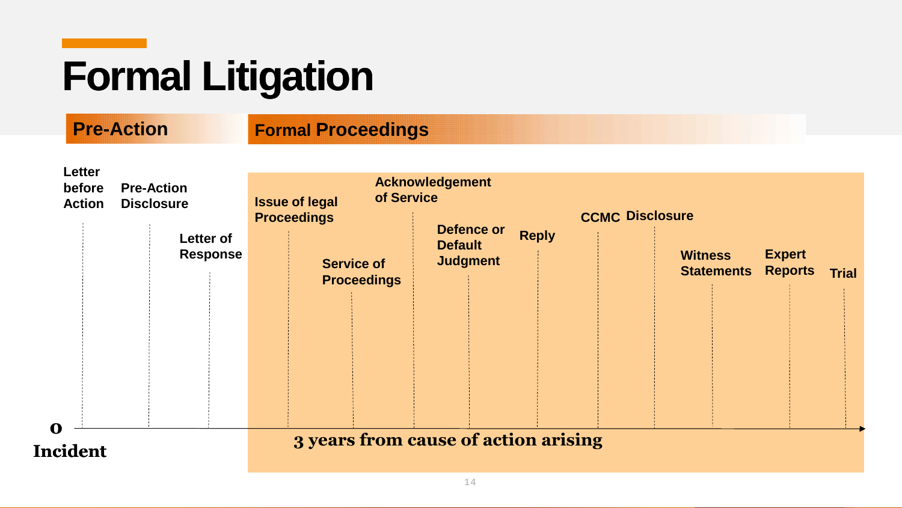# Formal Litigation

## Pre-Action

- Letter before Action
- Pre-Action Disclosure
- Letter of Response

## Formal Proceedings

- Issue of legal Proceedings
- Service of Proceedings
- Acknowledgement of Service
- Defence or Default Judgment
- Reply
- CCMC
- Disclosure
- Witness Statements
- Expert Reports
- Trial

0 Incident

3 years from cause of action arising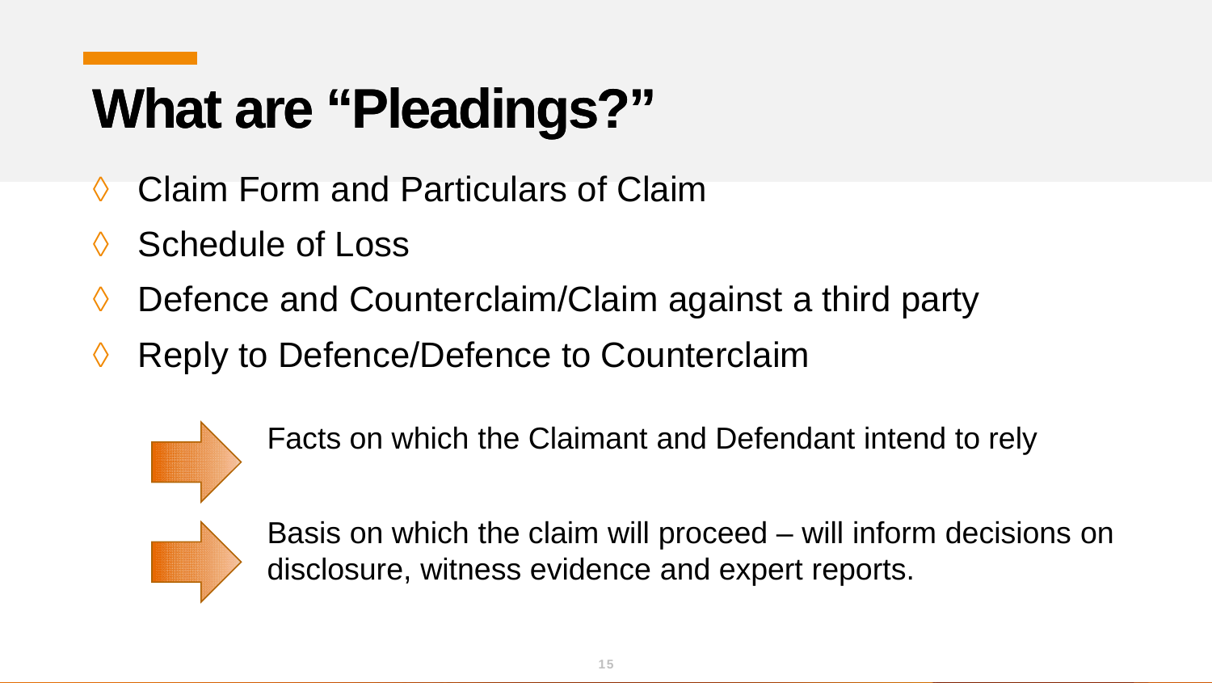# What are "Pleadings?"

- Claim Form and Particulars of Claim
- Schedule of Loss
- Defence and Counterclaim/Claim against a third party
- Reply to Defence/Defence to Counterclaim

→ Facts on which the Claimant and Defendant intend to rely

→ Basis on which the claim will proceed – will inform decisions on disclosure, witness evidence and expert reports.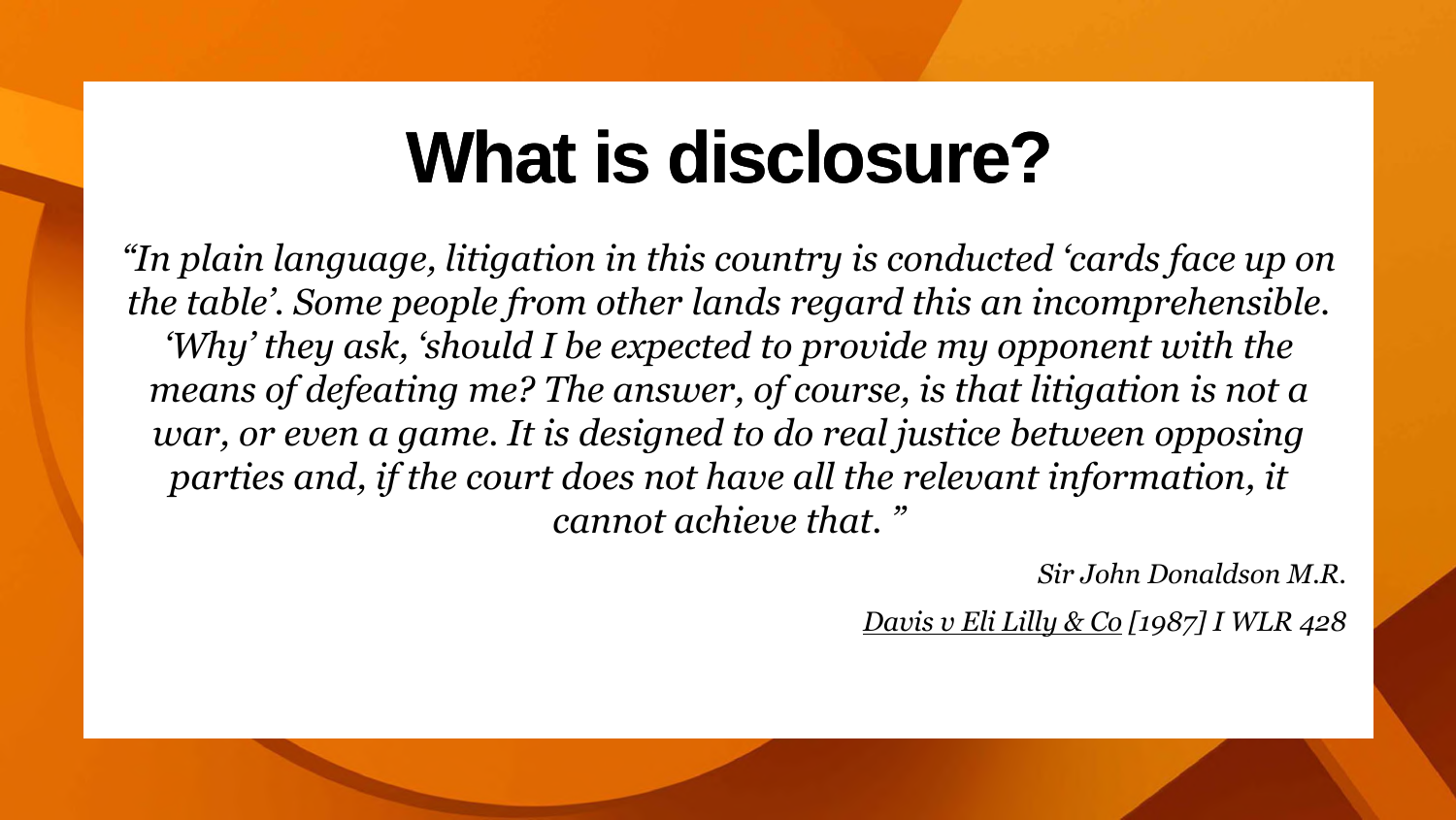# What is disclosure?

*"In plain language, litigation in this country is conducted 'cards face up on the table'. Some people from other lands regard this an incomprehensible. 'Why' they ask, 'should I be expected to provide my opponent with the means of defeating me? The answer, of course, is that litigation is not a war, or even a game. It is designed to do real justice between opposing parties and, if the court does not have all the relevant information, it cannot achieve that. "*

*Sir John Donaldson M.R.*

*Davis v Eli Lilly & Co [1987] I WLR 428*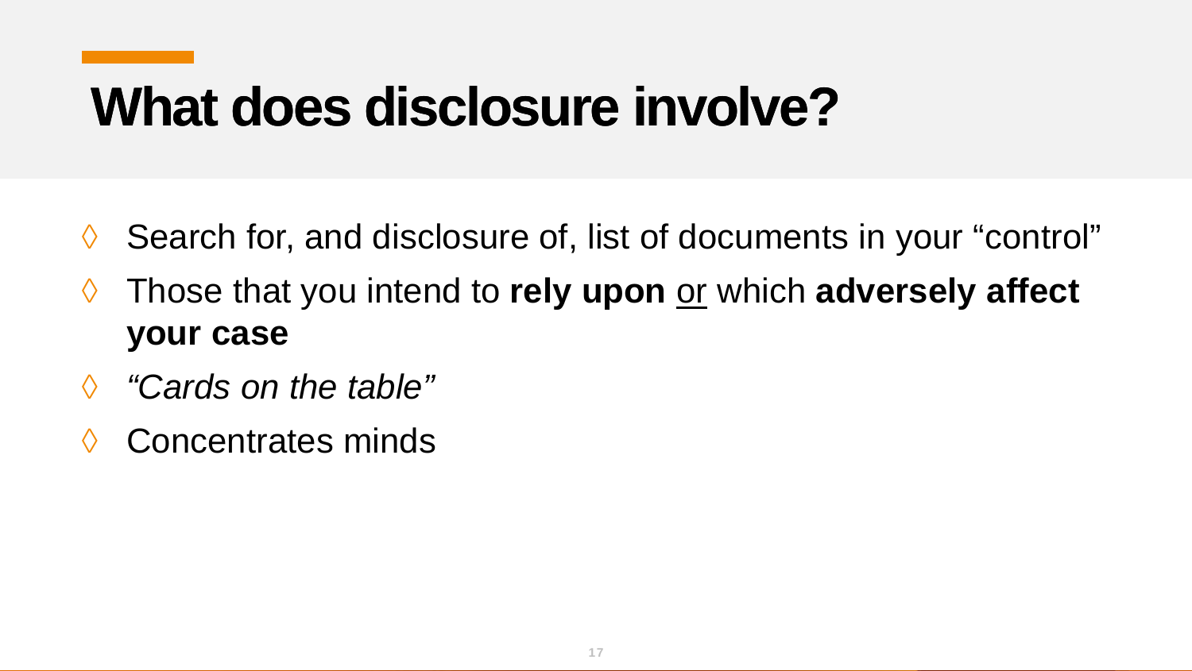# What does disclosure involve?

- Search for, and disclosure of, list of documents in your "control"
- Those that you intend to **rely upon** <u>or</u> which **adversely affect your case**
- *"Cards on the table"*
- Concentrates minds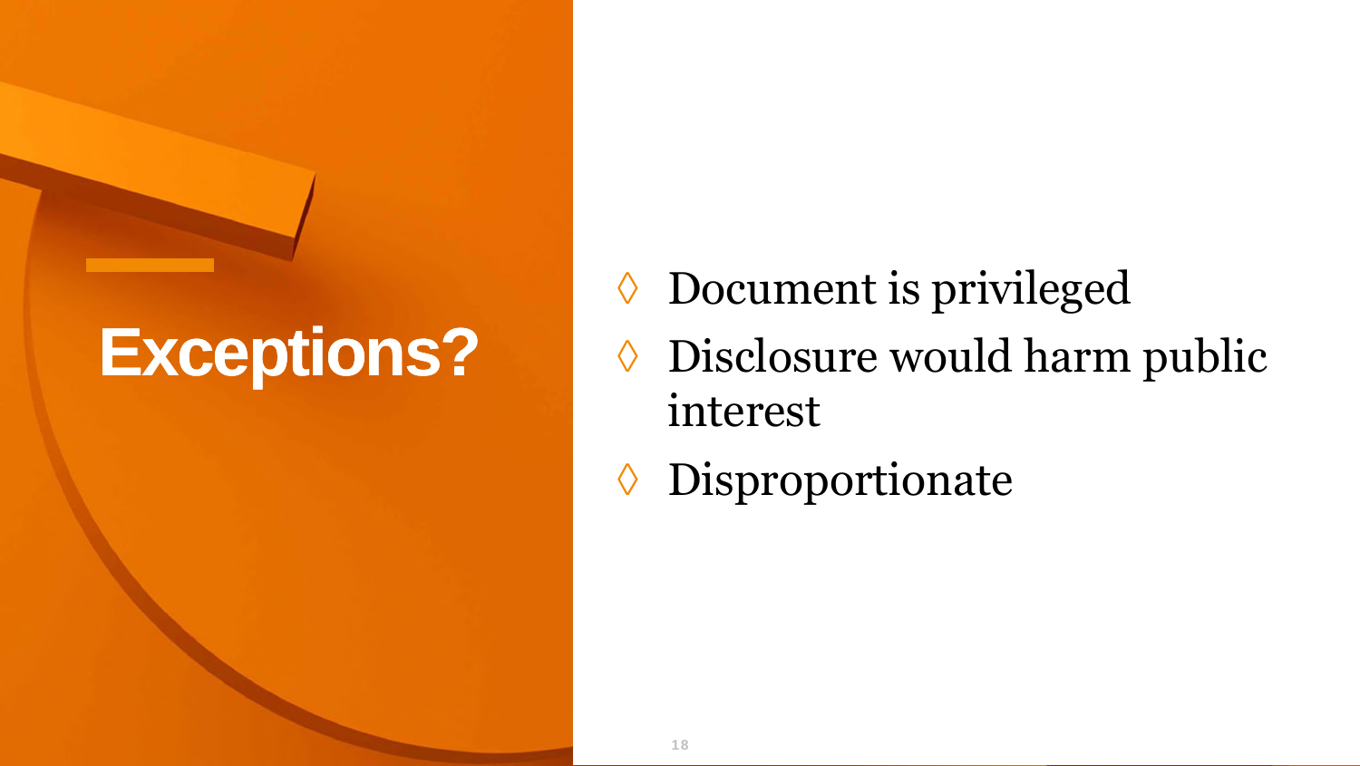# Exceptions?

- Document is privileged
- Disclosure would harm public interest
- Disproportionate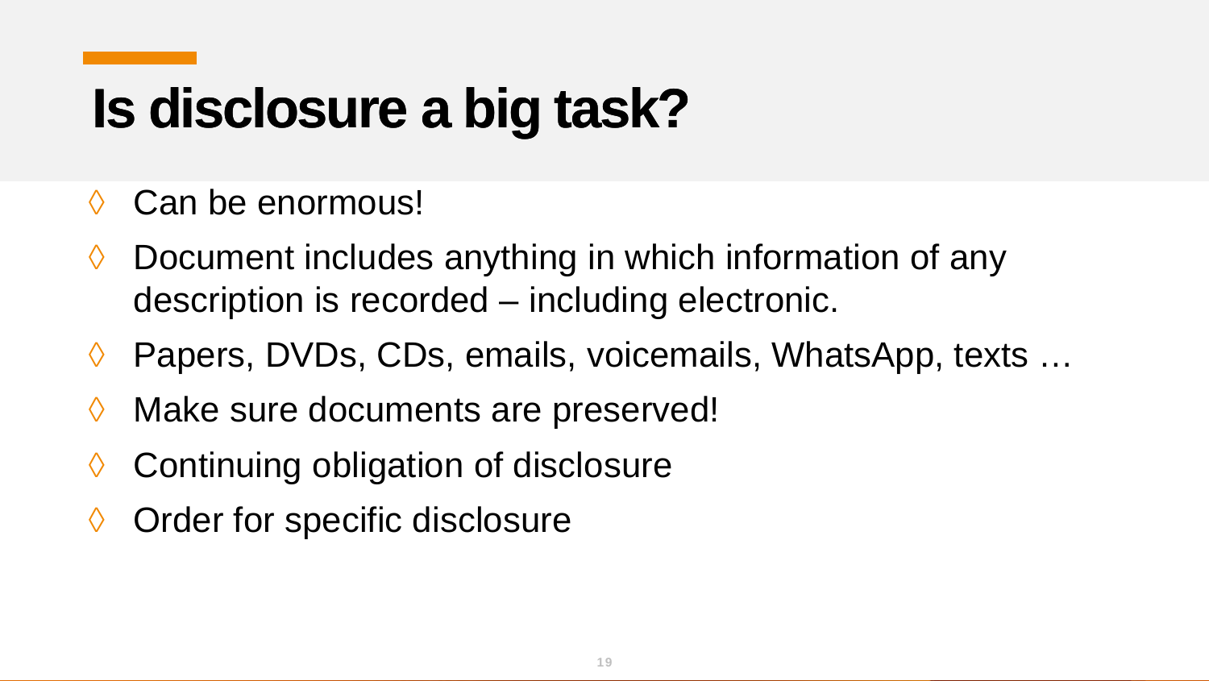# Is disclosure a big task?

- Can be enormous!
- Document includes anything in which information of any description is recorded – including electronic.
- Papers, DVDs, CDs, emails, voicemails, WhatsApp, texts …
- Make sure documents are preserved!
- Continuing obligation of disclosure
- Order for specific disclosure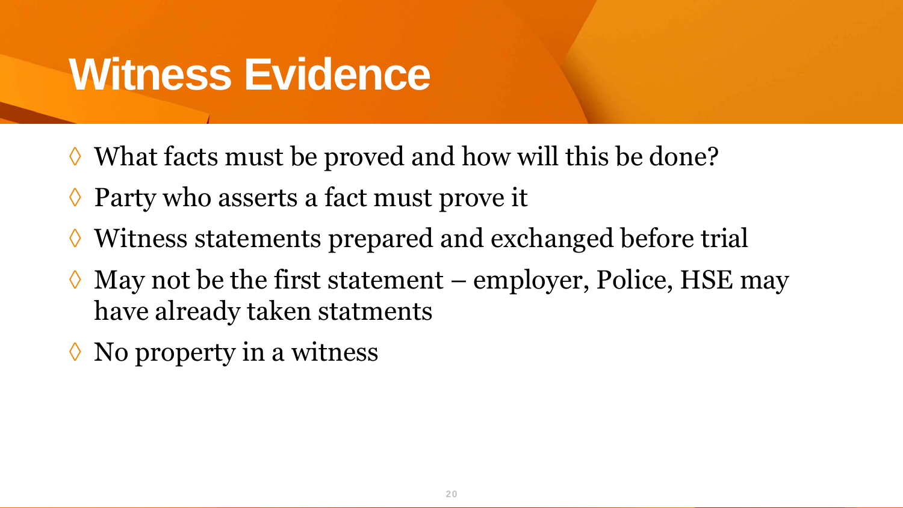# Witness Evidence

- What facts must be proved and how will this be done?
- Party who asserts a fact must prove it
- Witness statements prepared and exchanged before trial
- May not be the first statement – employer, Police, HSE may have already taken statments
- No property in a witness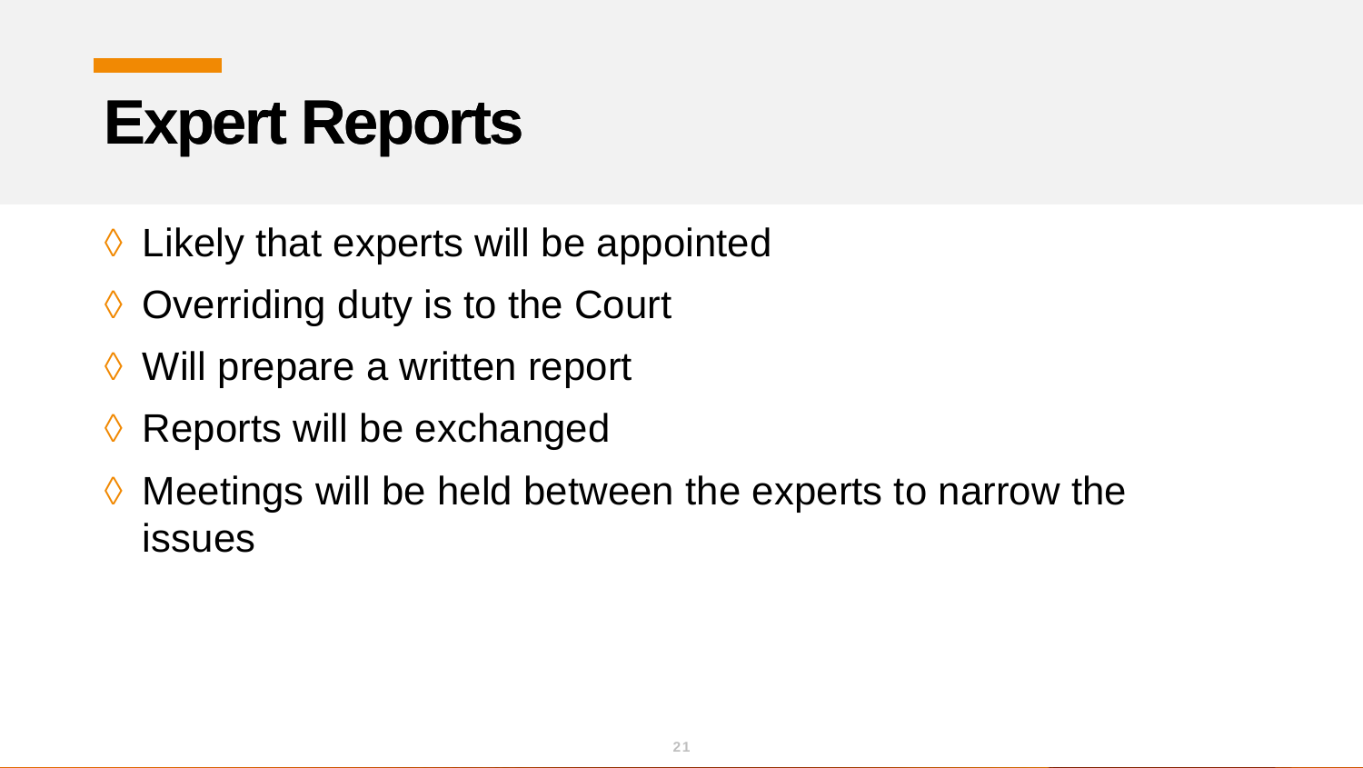# Expert Reports

- Likely that experts will be appointed
- Overriding duty is to the Court
- Will prepare a written report
- Reports will be exchanged
- Meetings will be held between the experts to narrow the issues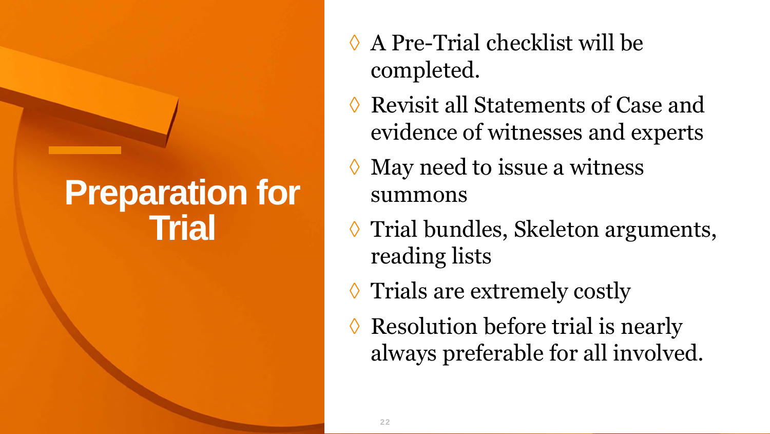# Preparation for Trial

- A Pre-Trial checklist will be completed.
- Revisit all Statements of Case and evidence of witnesses and experts
- May need to issue a witness summons
- Trial bundles, Skeleton arguments, reading lists
- Trials are extremely costly
- Resolution before trial is nearly always preferable for all involved.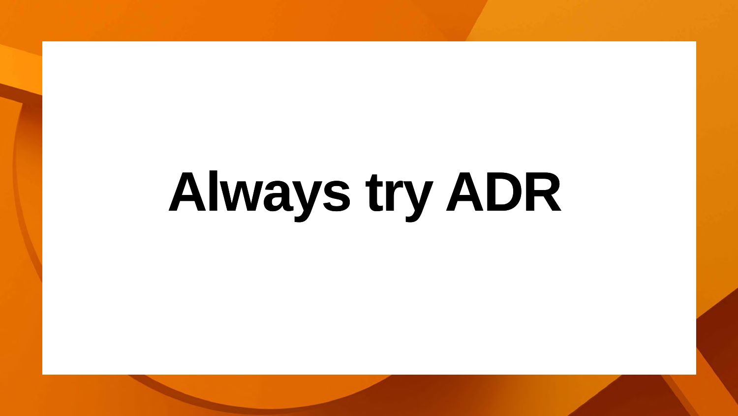# Always try ADR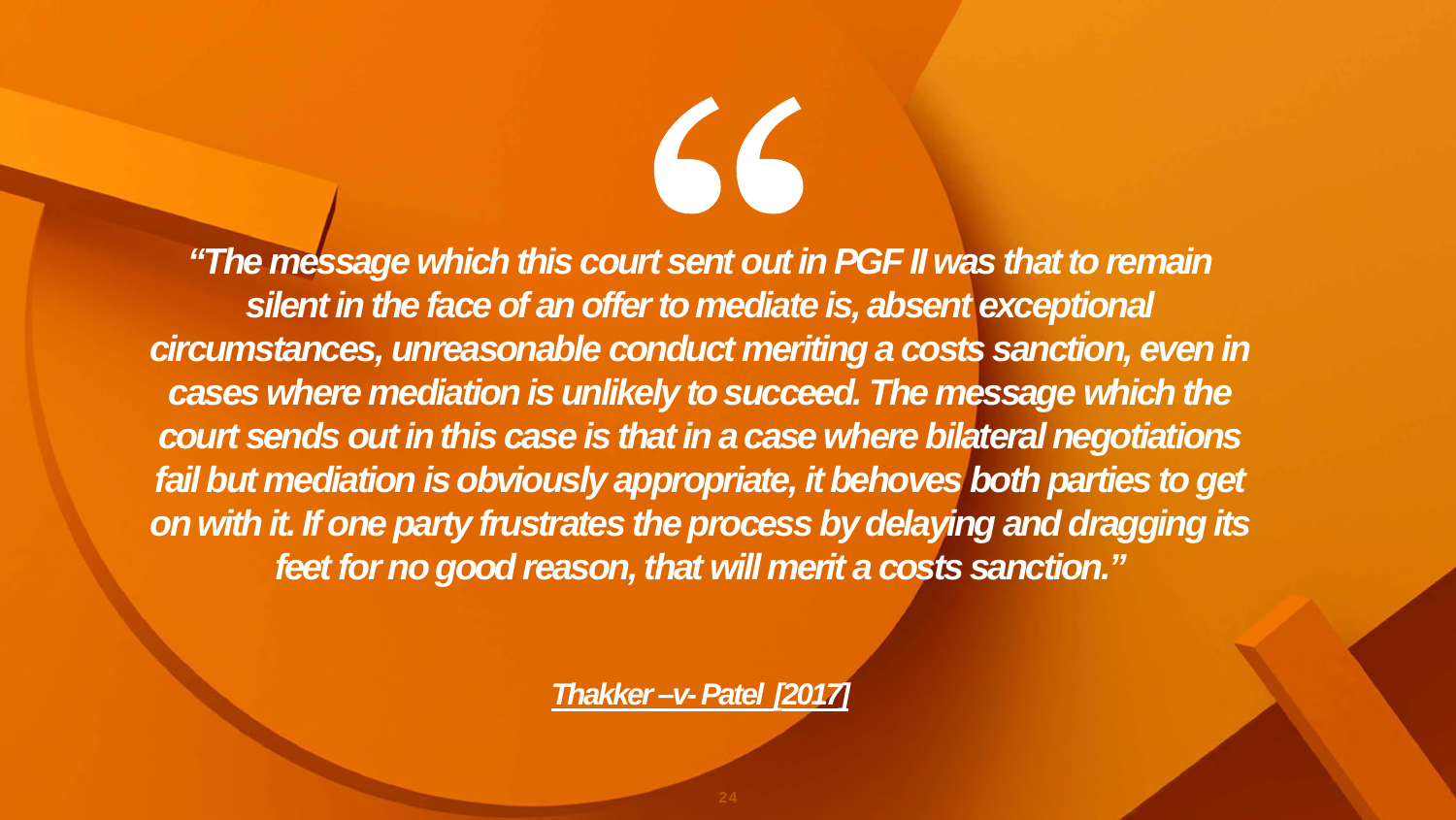***"The message which this court sent out in PGF II was that to remain silent in the face of an offer to mediate is, absent exceptional circumstances, unreasonable conduct meriting a costs sanction, even in cases where mediation is unlikely to succeed. The message which the court sends out in this case is that in a case where bilateral negotiations fail but mediation is obviously appropriate, it behoves both parties to get on with it. If one party frustrates the process by delaying and dragging its feet for no good reason, that will merit a costs sanction."***

***Thakker –v- Patel [2017]***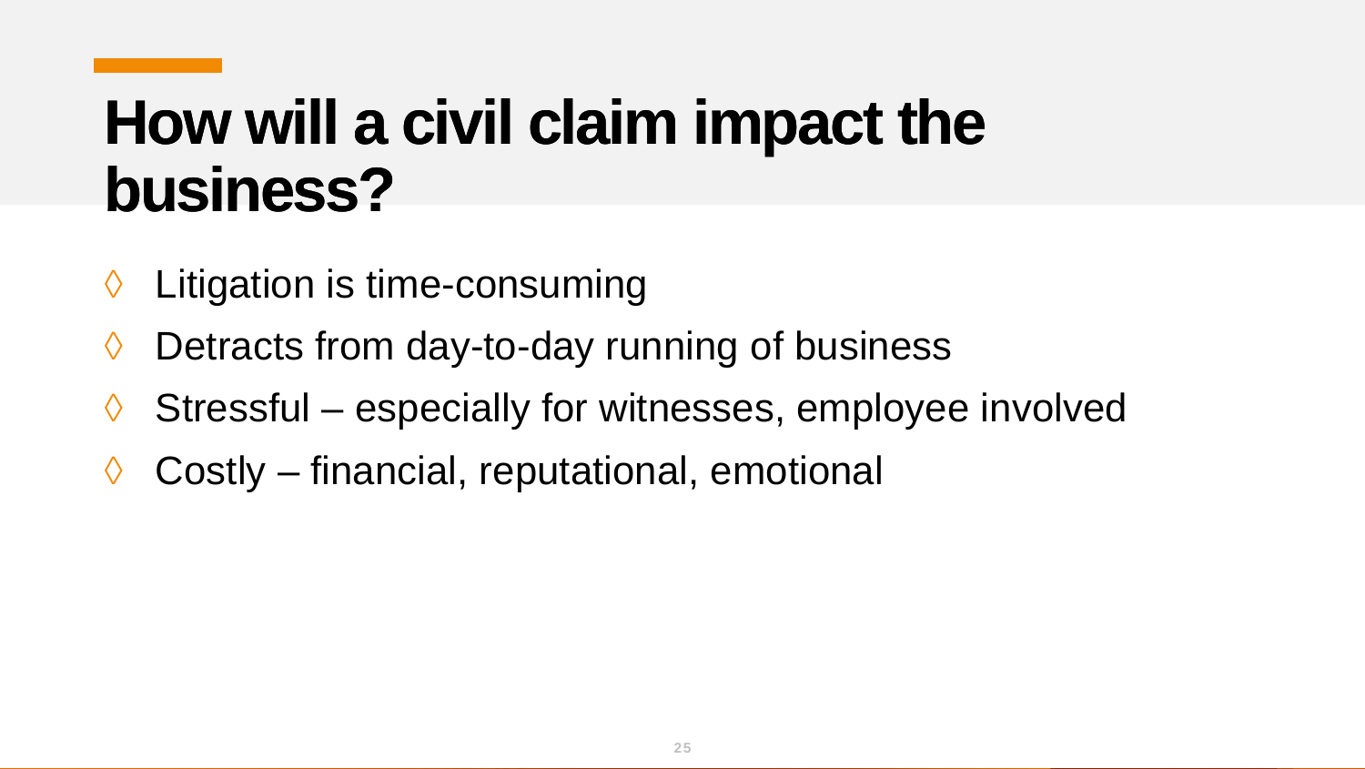# How will a civil claim impact the business?

- Litigation is time-consuming
- Detracts from day-to-day running of business
- Stressful – especially for witnesses, employee involved
- Costly – financial, reputational, emotional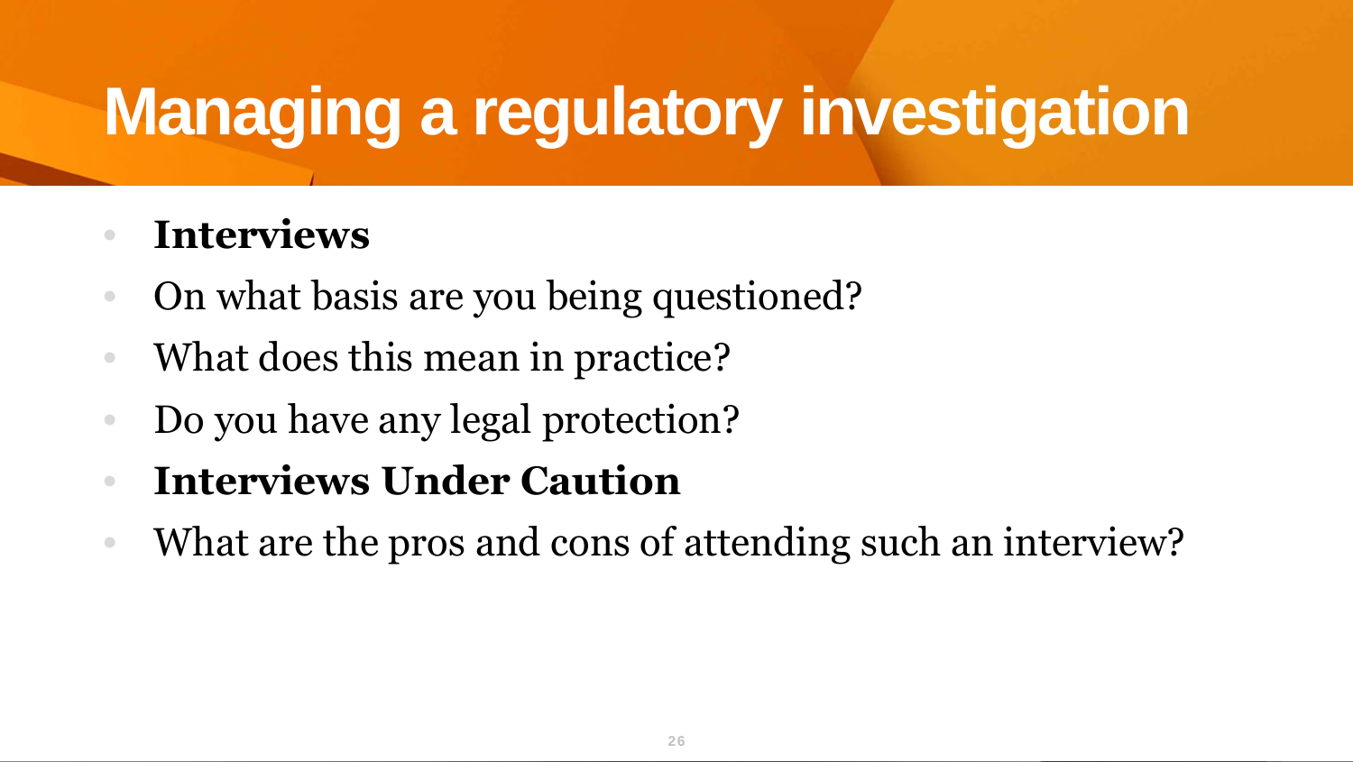# Managing a regulatory investigation

- **Interviews**
- On what basis are you being questioned?
- What does this mean in practice?
- Do you have any legal protection?
- **Interviews Under Caution**
- What are the pros and cons of attending such an interview?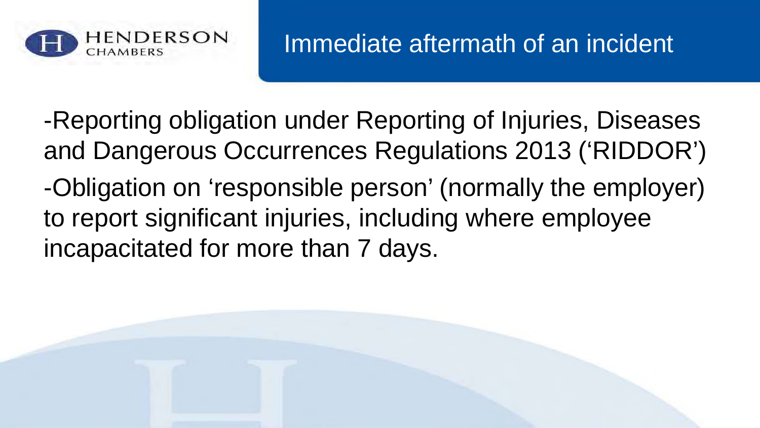# Immediate aftermath of an incident

-Reporting obligation under Reporting of Injuries, Diseases and Dangerous Occurrences Regulations 2013 ('RIDDOR')

-Obligation on 'responsible person' (normally the employer) to report significant injuries, including where employee incapacitated for more than 7 days.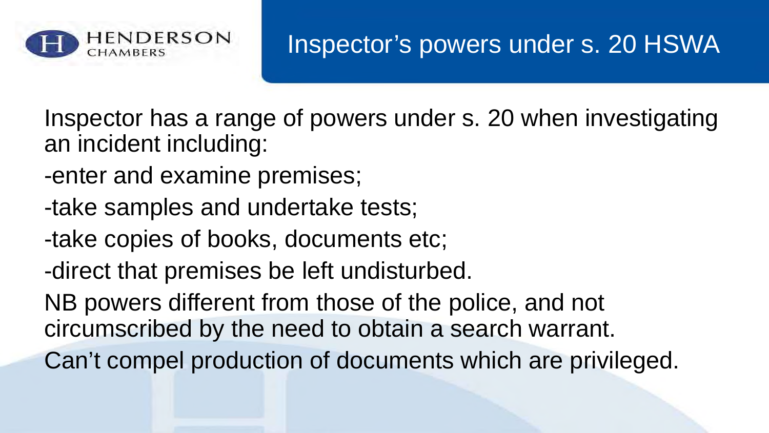# Inspector's powers under s. 20 HSWA

Inspector has a range of powers under s. 20 when investigating an incident including:

- enter and examine premises;
- take samples and undertake tests;
- take copies of books, documents etc;
- direct that premises be left undisturbed.

NB powers different from those of the police, and not circumscribed by the need to obtain a search warrant.

Can't compel production of documents which are privileged.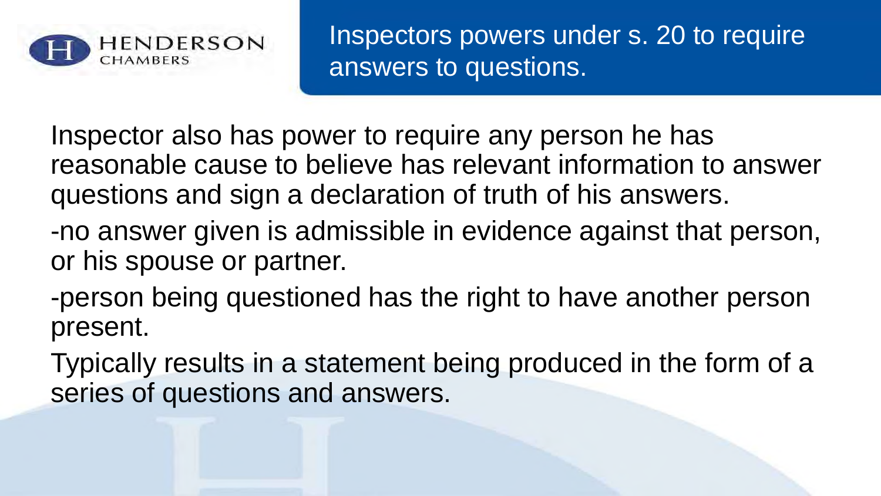# Inspectors powers under s. 20 to require answers to questions.

Inspector also has power to require any person he has reasonable cause to believe has relevant information to answer questions and sign a declaration of truth of his answers.

-no answer given is admissible in evidence against that person, or his spouse or partner.

-person being questioned has the right to have another person present.

Typically results in a statement being produced in the form of a series of questions and answers.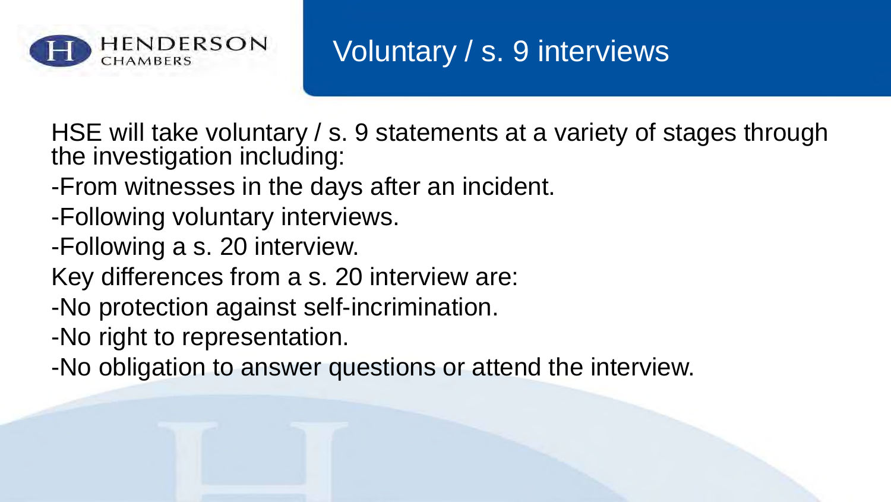# Voluntary / s. 9 interviews

HSE will take voluntary / s. 9 statements at a variety of stages through the investigation including:

- From witnesses in the days after an incident.
- Following voluntary interviews.
- Following a s. 20 interview.

Key differences from a s. 20 interview are:

- No protection against self-incrimination.
- No right to representation.
- No obligation to answer questions or attend the interview.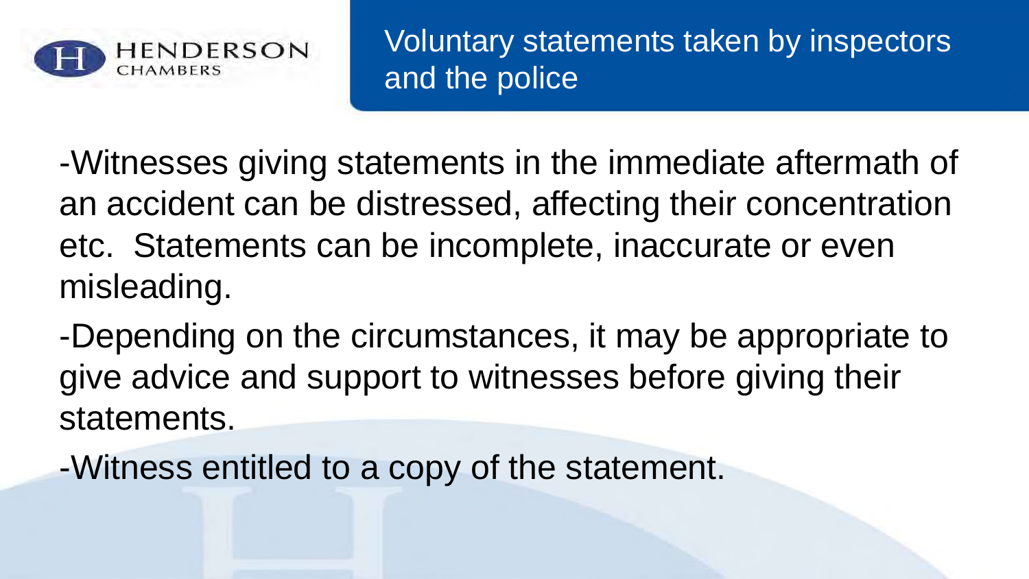# Voluntary statements taken by inspectors and the police

-Witnesses giving statements in the immediate aftermath of an accident can be distressed, affecting their concentration etc. Statements can be incomplete, inaccurate or even misleading.

-Depending on the circumstances, it may be appropriate to give advice and support to witnesses before giving their statements.

-Witness entitled to a copy of the statement.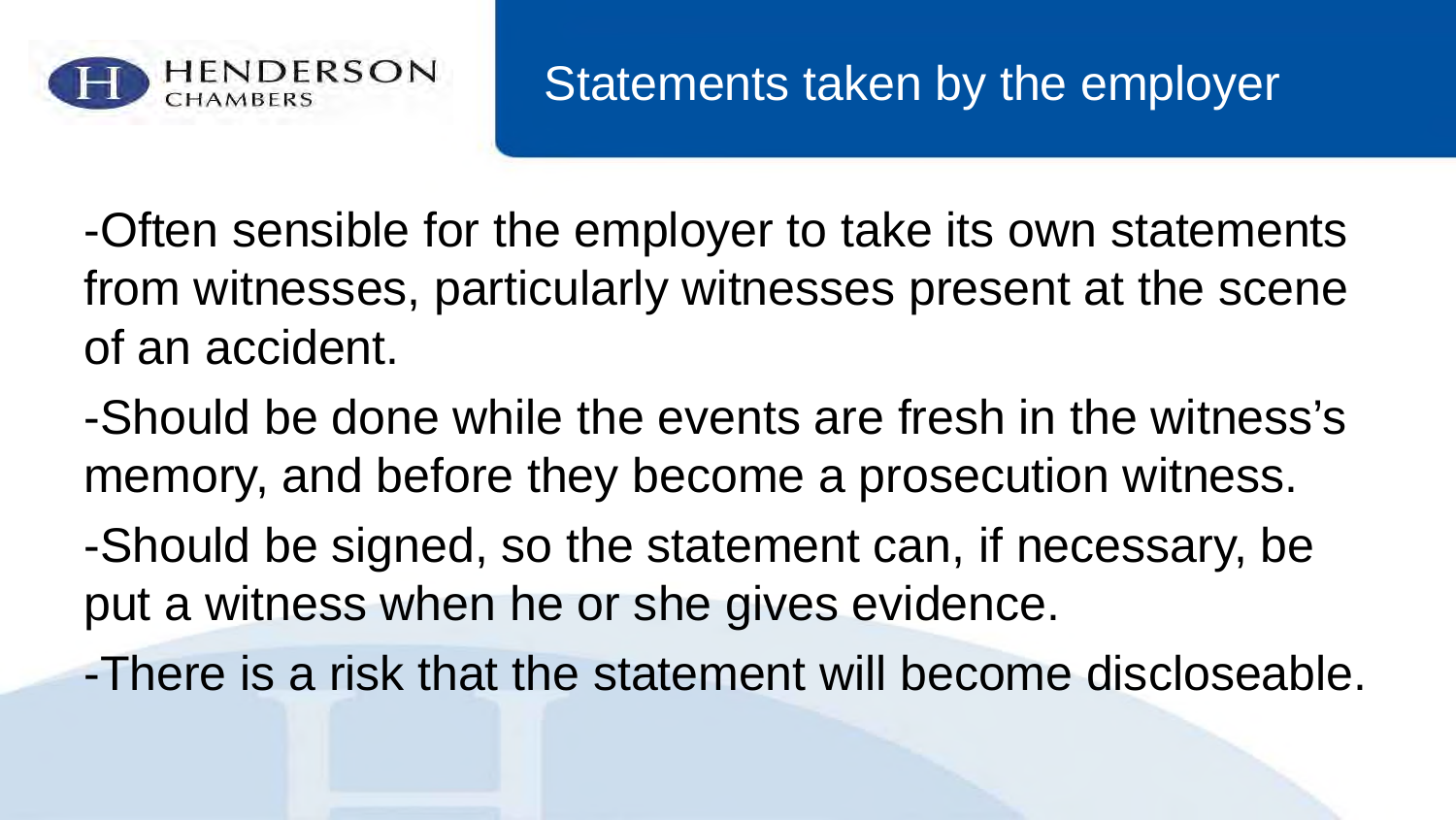# Statements taken by the employer

-Often sensible for the employer to take its own statements from witnesses, particularly witnesses present at the scene of an accident.

-Should be done while the events are fresh in the witness's memory, and before they become a prosecution witness.

-Should be signed, so the statement can, if necessary, be put a witness when he or she gives evidence.

-There is a risk that the statement will become discloseable.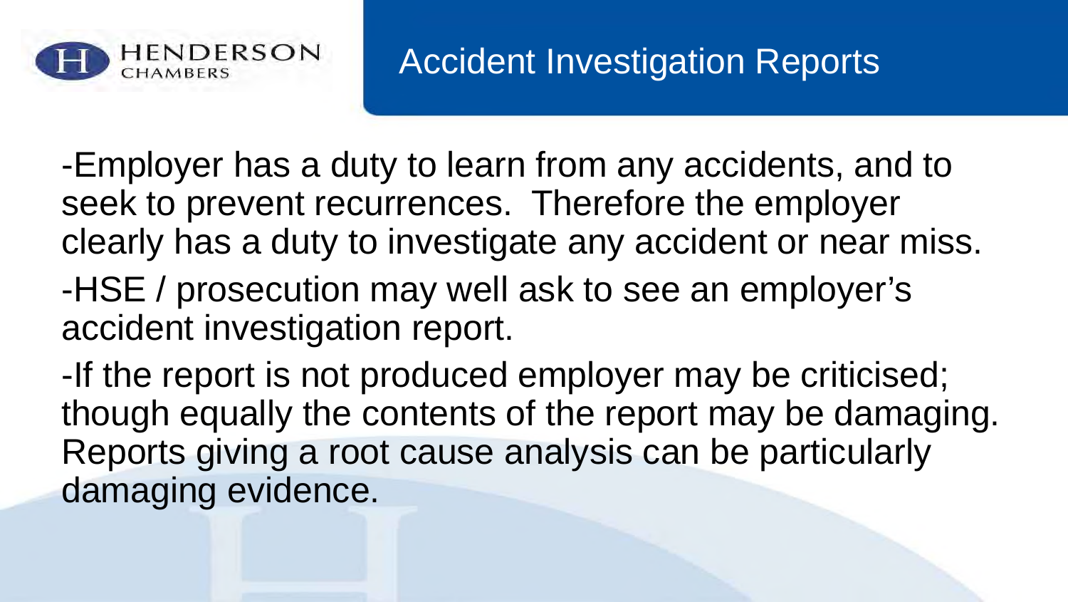# Accident Investigation Reports

-Employer has a duty to learn from any accidents, and to seek to prevent recurrences. Therefore the employer clearly has a duty to investigate any accident or near miss.

-HSE / prosecution may well ask to see an employer's accident investigation report.

-If the report is not produced employer may be criticised; though equally the contents of the report may be damaging. Reports giving a root cause analysis can be particularly damaging evidence.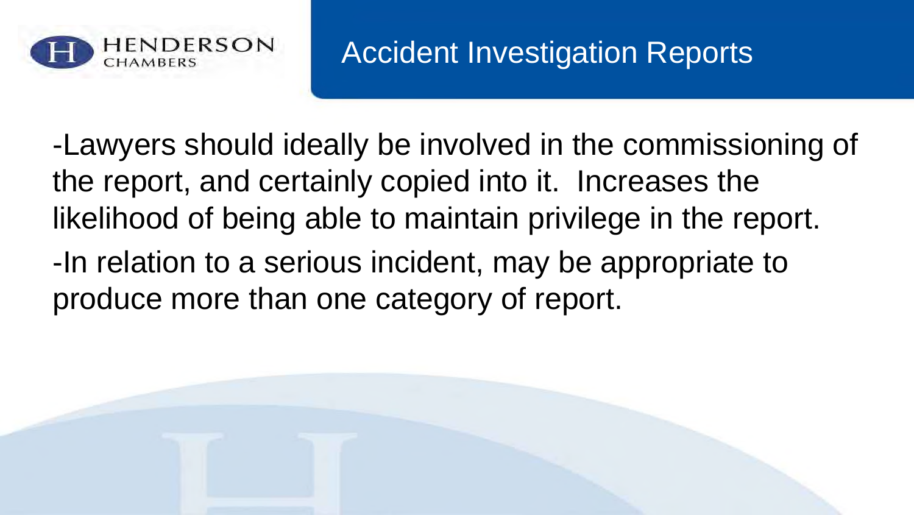# Accident Investigation Reports

-Lawyers should ideally be involved in the commissioning of the report, and certainly copied into it.  Increases the likelihood of being able to maintain privilege in the report.

-In relation to a serious incident, may be appropriate to produce more than one category of report.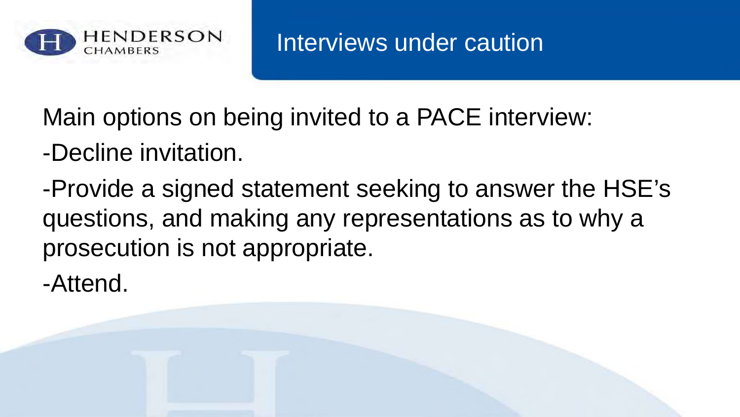# Interviews under caution

Main options on being invited to a PACE interview:

-Decline invitation.

-Provide a signed statement seeking to answer the HSE's questions, and making any representations as to why a prosecution is not appropriate.

-Attend.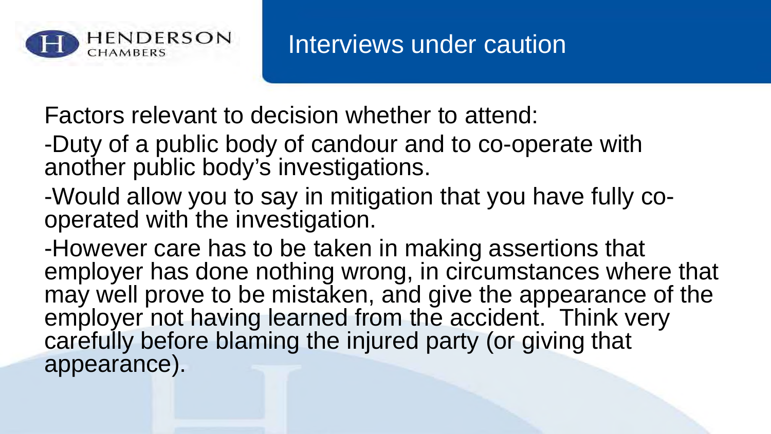# Interviews under caution

Factors relevant to decision whether to attend:

- Duty of a public body of candour and to co-operate with another public body's investigations.
- Would allow you to say in mitigation that you have fully co-operated with the investigation.
- However care has to be taken in making assertions that employer has done nothing wrong, in circumstances where that may well prove to be mistaken, and give the appearance of the employer not having learned from the accident. Think very carefully before blaming the injured party (or giving that appearance).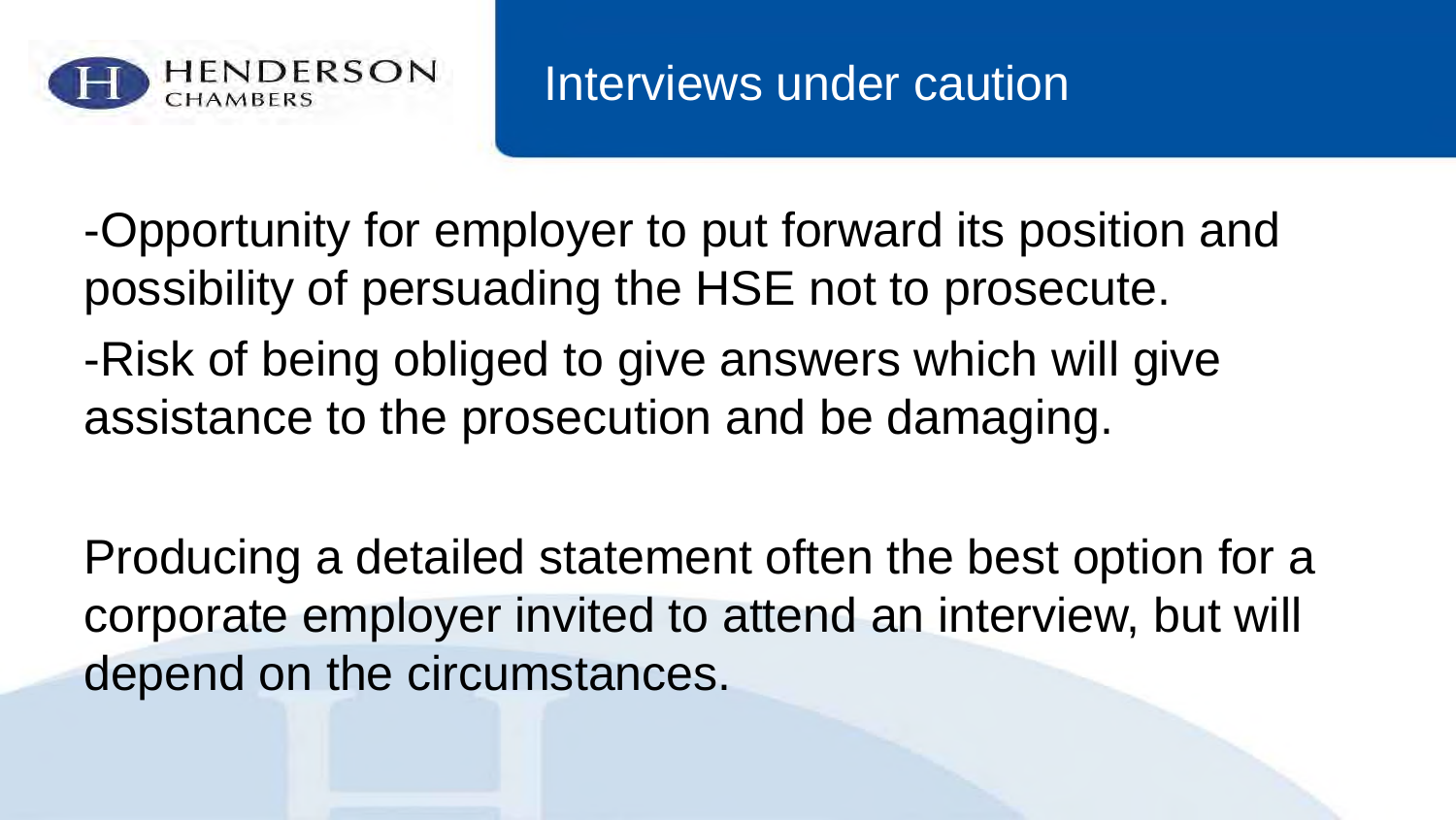# Interviews under caution

-Opportunity for employer to put forward its position and possibility of persuading the HSE not to prosecute.

-Risk of being obliged to give answers which will give assistance to the prosecution and be damaging.

Producing a detailed statement often the best option for a corporate employer invited to attend an interview, but will depend on the circumstances.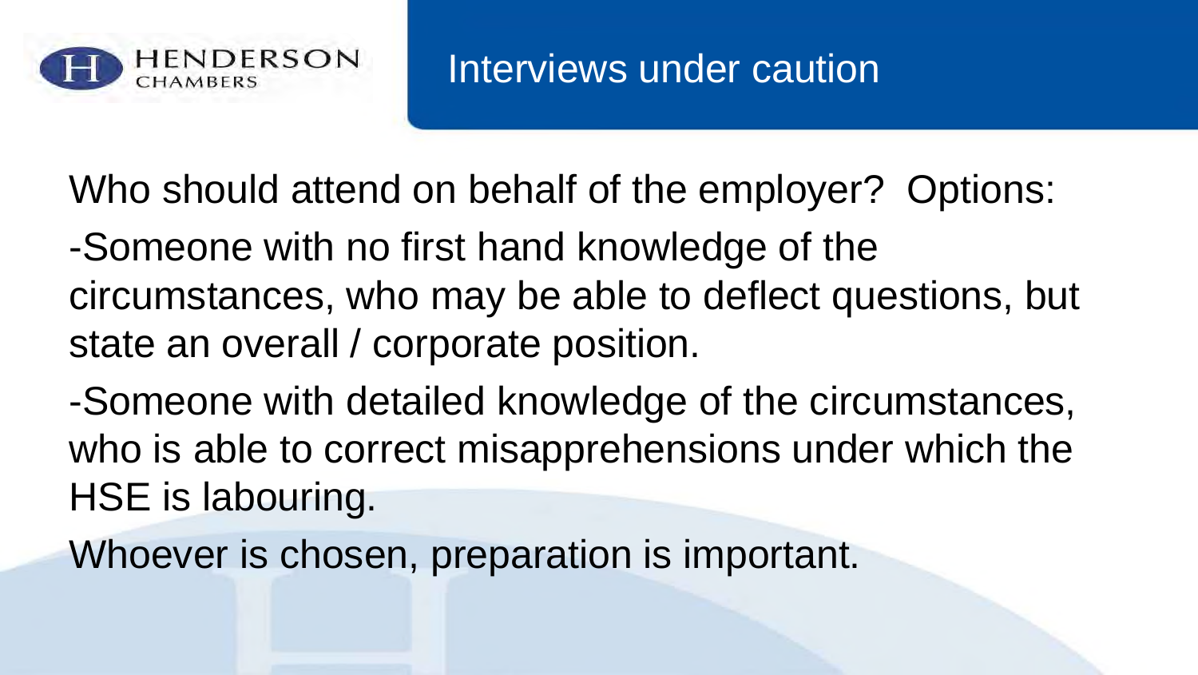# Interviews under caution

Who should attend on behalf of the employer? Options:

-Someone with no first hand knowledge of the circumstances, who may be able to deflect questions, but state an overall / corporate position.

-Someone with detailed knowledge of the circumstances, who is able to correct misapprehensions under which the HSE is labouring.

Whoever is chosen, preparation is important.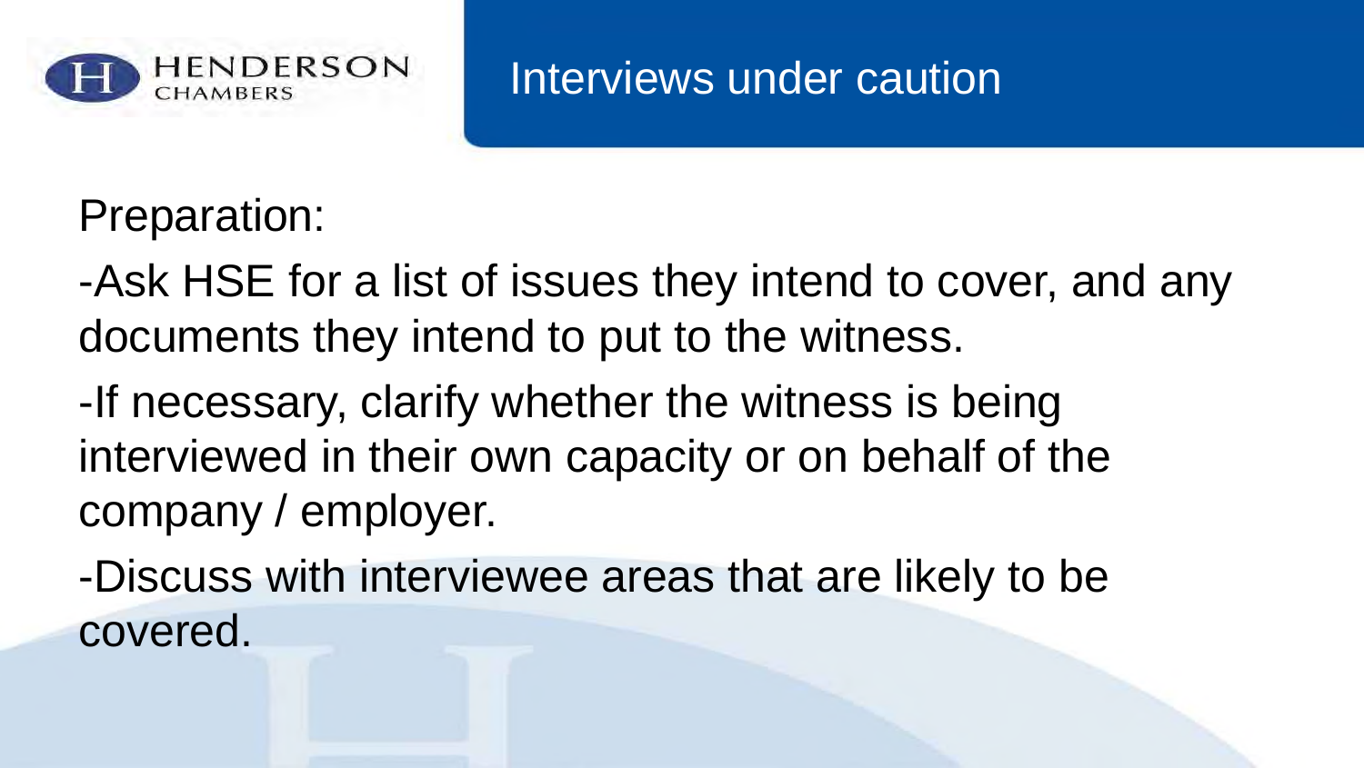# Interviews under caution

Preparation:

-Ask HSE for a list of issues they intend to cover, and any documents they intend to put to the witness.

-If necessary, clarify whether the witness is being interviewed in their own capacity or on behalf of the company / employer.

-Discuss with interviewee areas that are likely to be covered.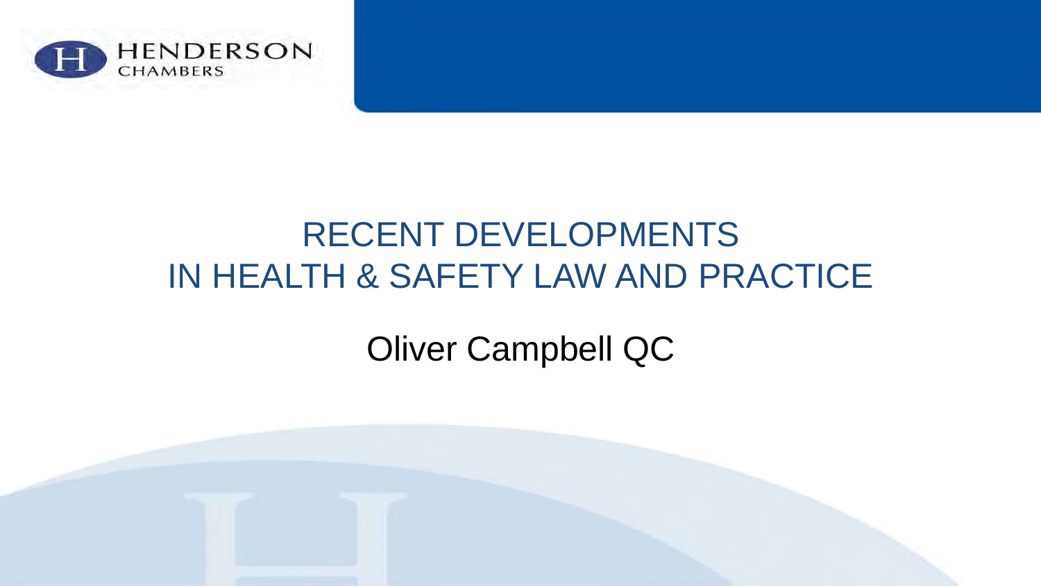HENDERSON CHAMBERS

# RECENT DEVELOPMENTS IN HEALTH & SAFETY LAW AND PRACTICE

Oliver Campbell QC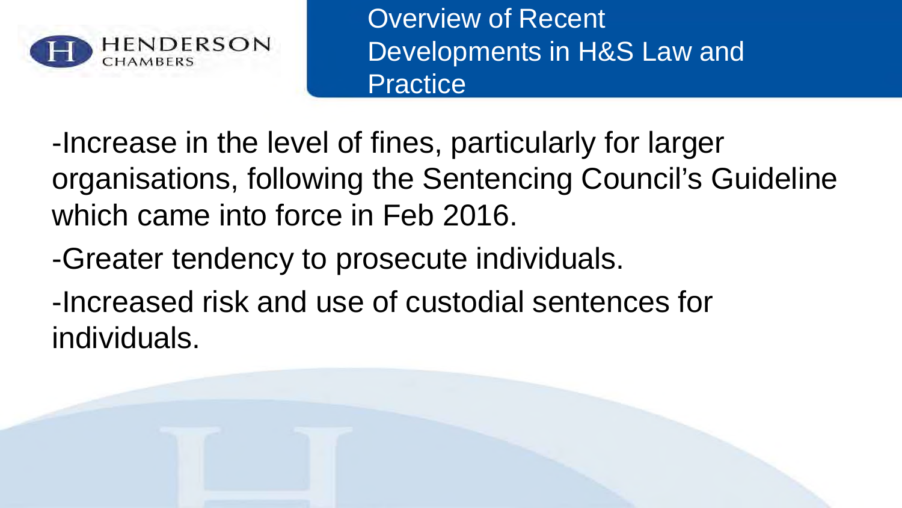## Overview of Recent Developments in H&S Law and Practice

-Increase in the level of fines, particularly for larger organisations, following the Sentencing Council's Guideline which came into force in Feb 2016.

-Greater tendency to prosecute individuals.

-Increased risk and use of custodial sentences for individuals.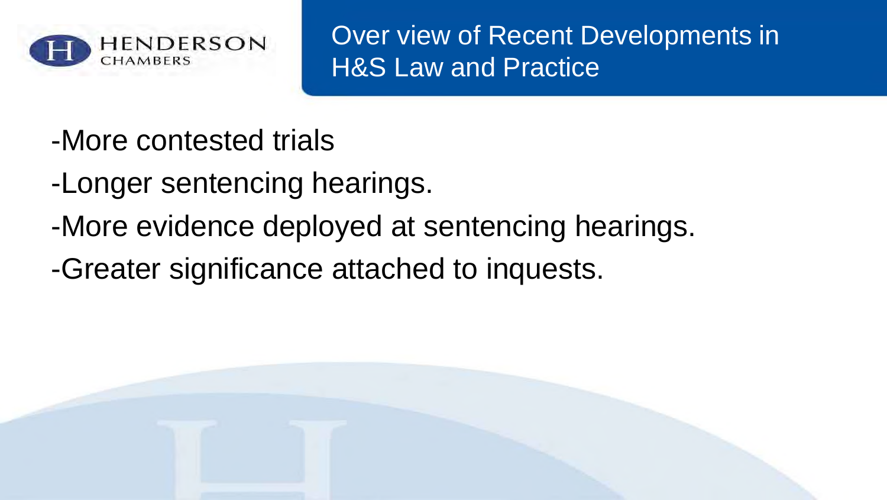# Over view of Recent Developments in H&S Law and Practice

-More contested trials

-Longer sentencing hearings.

-More evidence deployed at sentencing hearings.

-Greater significance attached to inquests.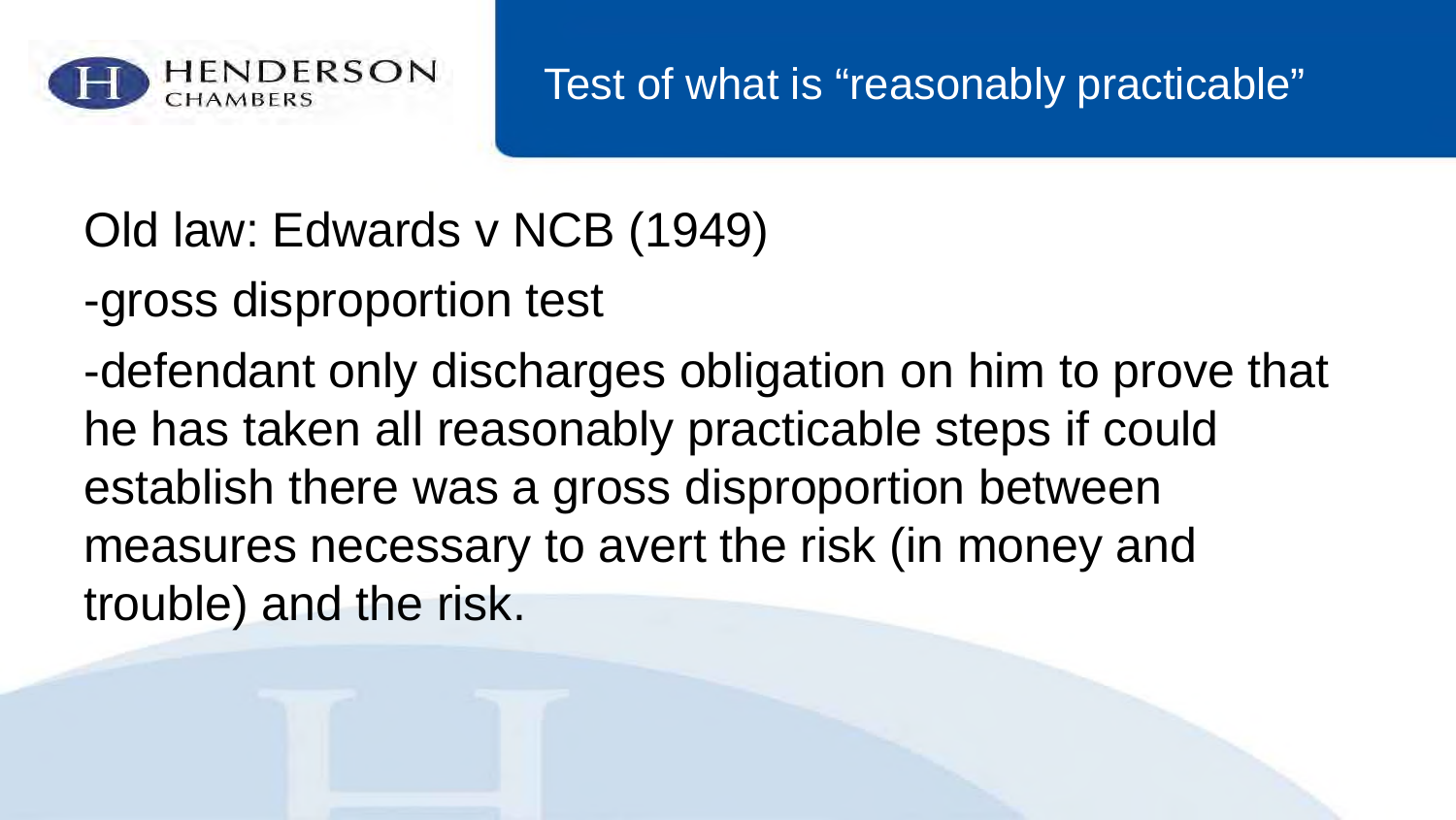# Test of what is “reasonably practicable”

Old law: Edwards v NCB (1949)

-gross disproportion test

-defendant only discharges obligation on him to prove that he has taken all reasonably practicable steps if could establish there was a gross disproportion between measures necessary to avert the risk (in money and trouble) and the risk.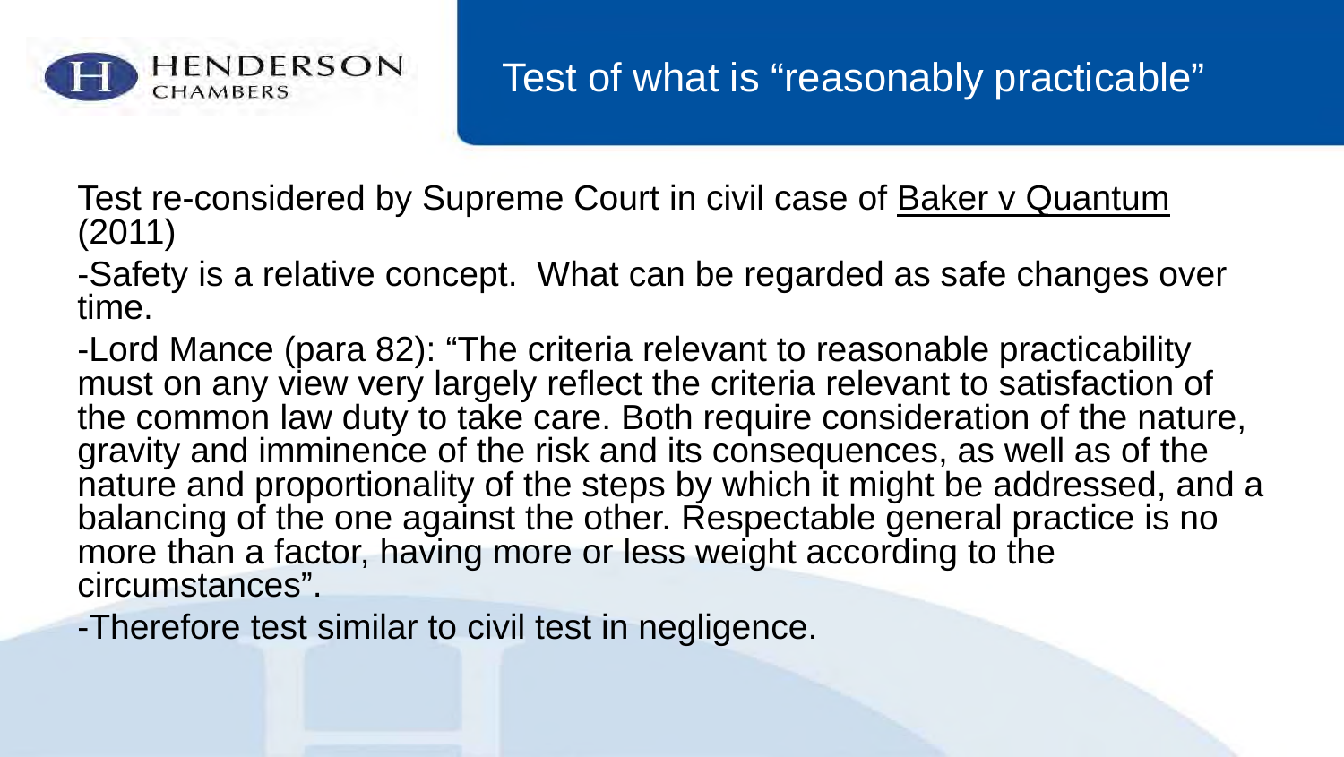# Test of what is "reasonably practicable"

Test re-considered by Supreme Court in civil case of Baker v Quantum (2011)

-Safety is a relative concept. What can be regarded as safe changes over time.

-Lord Mance (para 82): "The criteria relevant to reasonable practicability must on any view very largely reflect the criteria relevant to satisfaction of the common law duty to take care. Both require consideration of the nature, gravity and imminence of the risk and its consequences, as well as of the nature and proportionality of the steps by which it might be addressed, and a balancing of the one against the other. Respectable general practice is no more than a factor, having more or less weight according to the circumstances".

-Therefore test similar to civil test in negligence.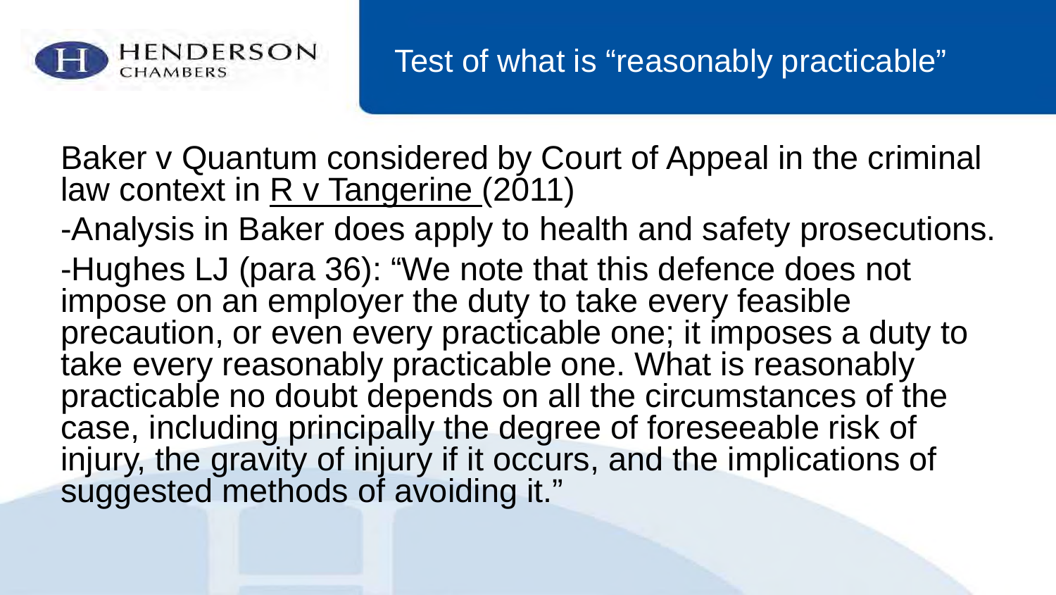# Test of what is "reasonably practicable"

Baker v Quantum considered by Court of Appeal in the criminal law context in R v Tangerine (2011)

-Analysis in Baker does apply to health and safety prosecutions.

-Hughes LJ (para 36): "We note that this defence does not impose on an employer the duty to take every feasible precaution, or even every practicable one; it imposes a duty to take every reasonably practicable one. What is reasonably practicable no doubt depends on all the circumstances of the case, including principally the degree of foreseeable risk of injury, the gravity of injury if it occurs, and the implications of suggested methods of avoiding it."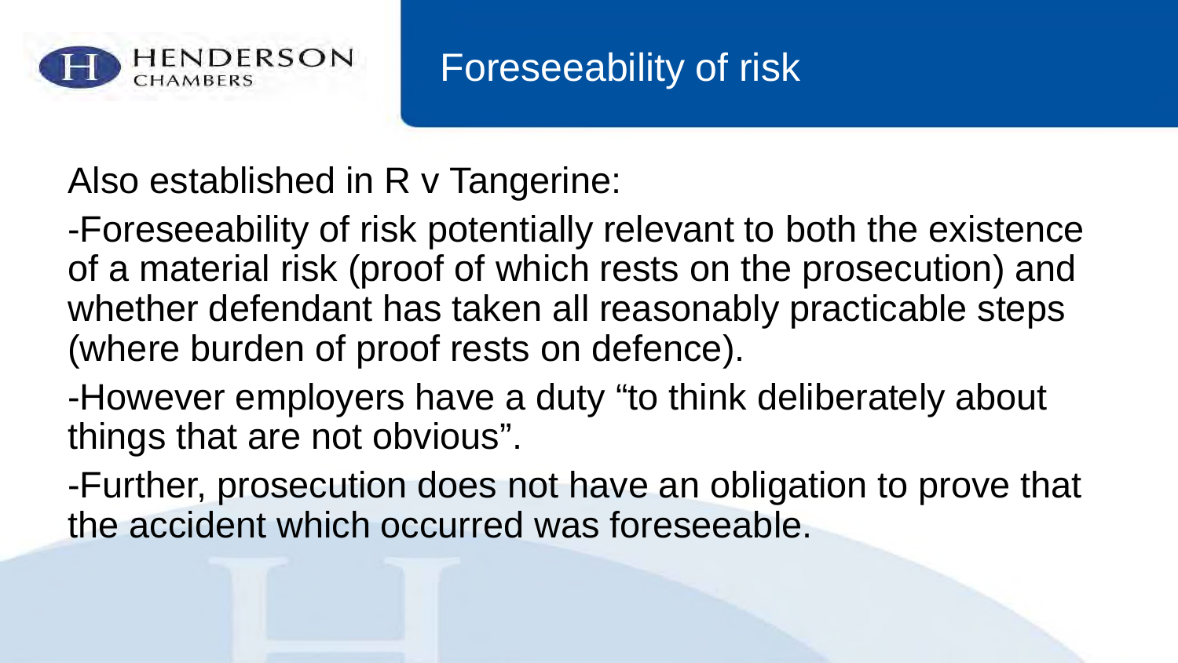# Foreseeability of risk

Also established in R v Tangerine:

-Foreseeability of risk potentially relevant to both the existence of a material risk (proof of which rests on the prosecution) and whether defendant has taken all reasonably practicable steps (where burden of proof rests on defence).

-However employers have a duty "to think deliberately about things that are not obvious".

-Further, prosecution does not have an obligation to prove that the accident which occurred was foreseeable.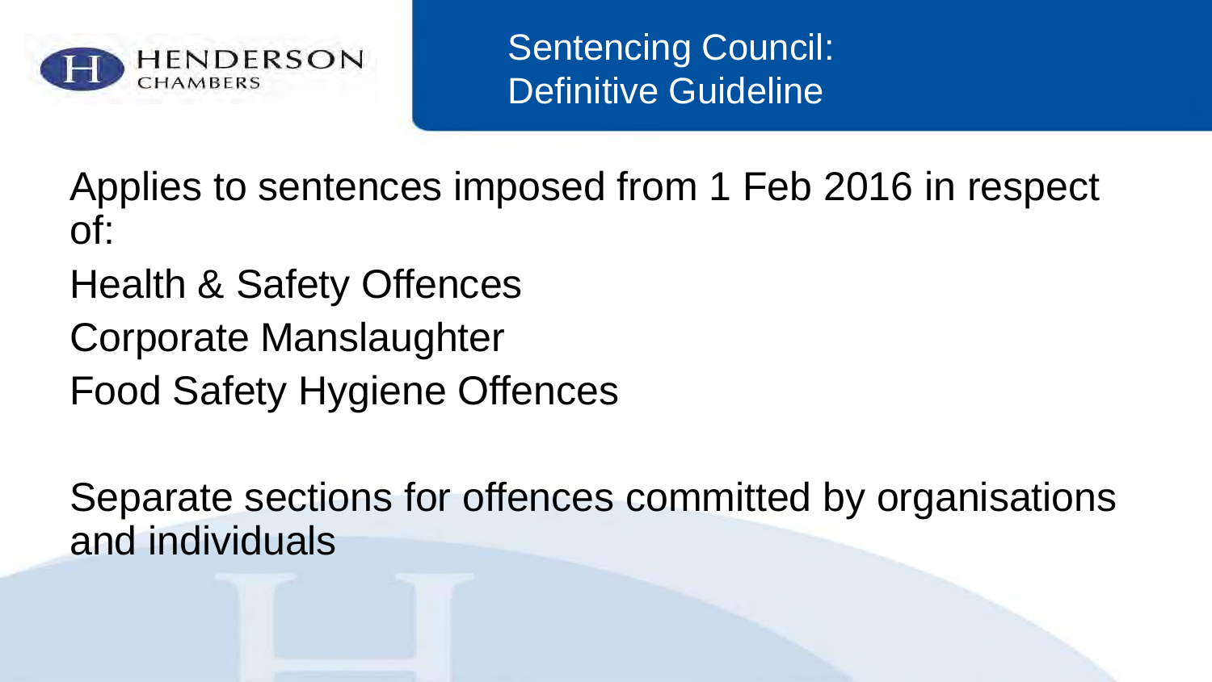# Sentencing Council: Definitive Guideline

Applies to sentences imposed from 1 Feb 2016 in respect of:

Health & Safety Offences

Corporate Manslaughter

Food Safety Hygiene Offences

Separate sections for offences committed by organisations and individuals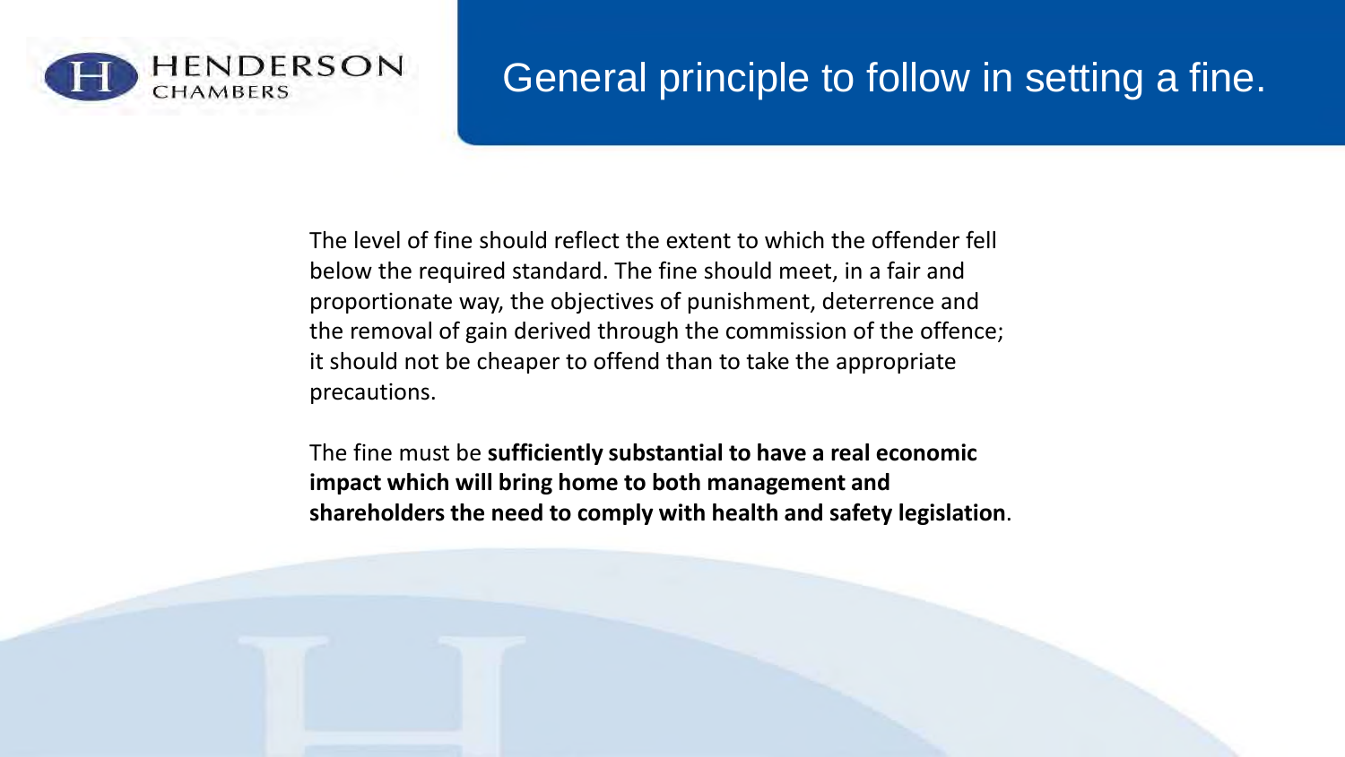# General principle to follow in setting a fine.

The level of fine should reflect the extent to which the offender fell below the required standard. The fine should meet, in a fair and proportionate way, the objectives of punishment, deterrence and the removal of gain derived through the commission of the offence; it should not be cheaper to offend than to take the appropriate precautions.

The fine must be **sufficiently substantial to have a real economic impact which will bring home to both management and shareholders the need to comply with health and safety legislation**.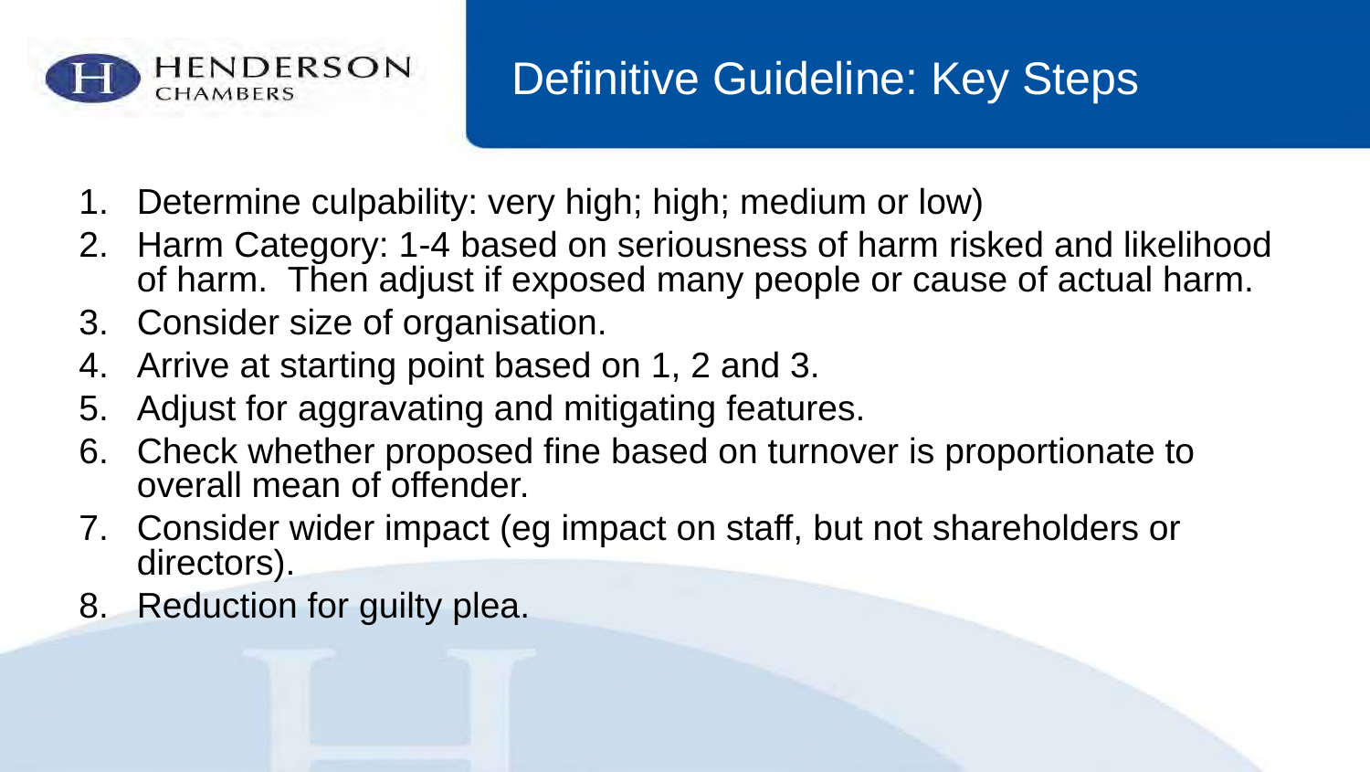# Definitive Guideline: Key Steps

1. Determine culpability: very high; high; medium or low)
2. Harm Category: 1-4 based on seriousness of harm risked and likelihood of harm. Then adjust if exposed many people or cause of actual harm.
3. Consider size of organisation.
4. Arrive at starting point based on 1, 2 and 3.
5. Adjust for aggravating and mitigating features.
6. Check whether proposed fine based on turnover is proportionate to overall mean of offender.
7. Consider wider impact (eg impact on staff, but not shareholders or directors).
8. Reduction for guilty plea.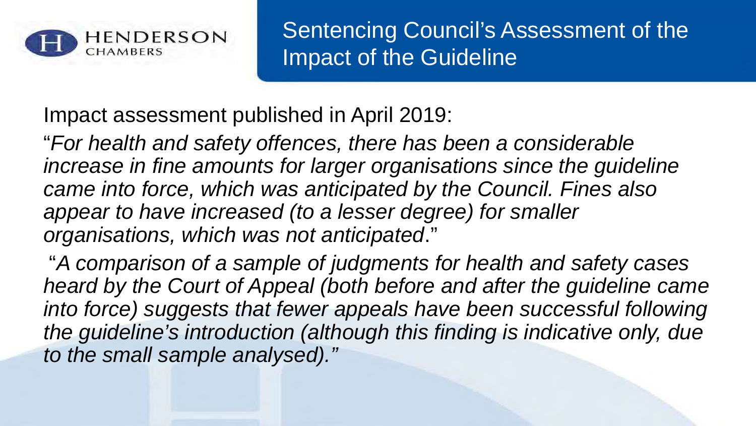# Sentencing Council's Assessment of the Impact of the Guideline

Impact assessment published in April 2019:

"*For health and safety offences, there has been a considerable increase in fine amounts for larger organisations since the guideline came into force, which was anticipated by the Council. Fines also appear to have increased (to a lesser degree) for smaller organisations, which was not anticipated*."

"*A comparison of a sample of judgments for health and safety cases heard by the Court of Appeal (both before and after the guideline came into force) suggests that fewer appeals have been successful following the guideline's introduction (although this finding is indicative only, due to the small sample analysed).*"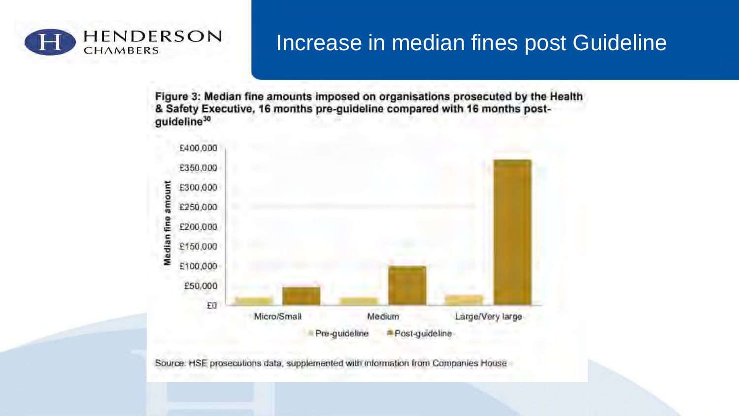# Increase in median fines post Guideline

**Figure 3: Median fine amounts imposed on organisations prosecuted by the Health & Safety Executive, 16 months pre-guideline compared with 16 months post-guideline[30]**

Median fine amount: £0 – £400,000

Micro/Small | Medium | Large/Very large

Pre-guideline | Post-guideline

Source: HSE prosecutions data, supplemented with information from Companies House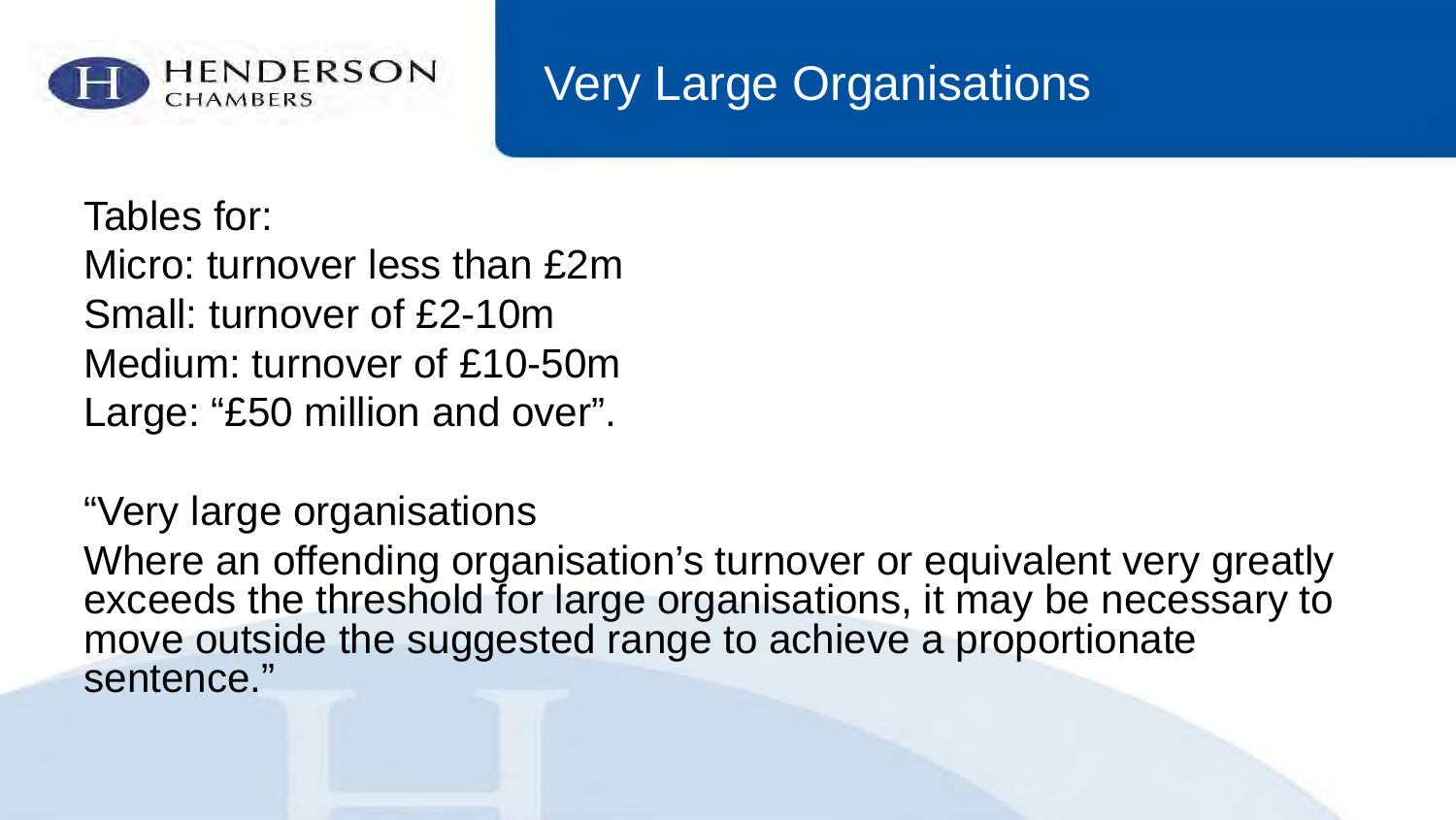# Very Large Organisations

Tables for:

Micro: turnover less than £2m

Small: turnover of £2-10m

Medium: turnover of £10-50m

Large: "£50 million and over".

"Very large organisations

Where an offending organisation's turnover or equivalent very greatly exceeds the threshold for large organisations, it may be necessary to move outside the suggested range to achieve a proportionate sentence."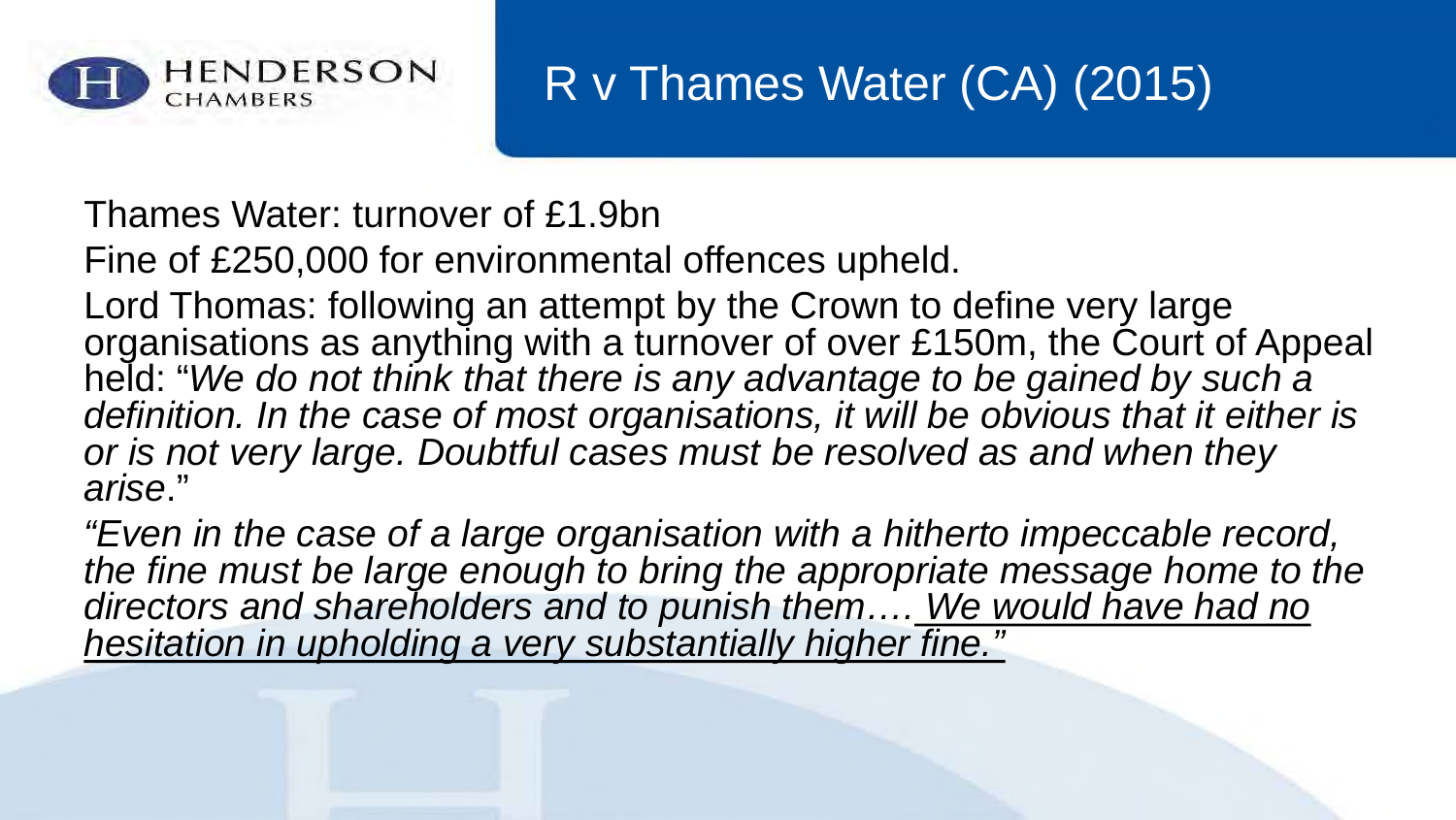# R v Thames Water (CA) (2015)

Thames Water: turnover of £1.9bn

Fine of £250,000 for environmental offences upheld.

Lord Thomas: following an attempt by the Crown to define very large organisations as anything with a turnover of over £150m, the Court of Appeal held: "*We do not think that there is any advantage to be gained by such a definition. In the case of most organisations, it will be obvious that it either is or is not very large. Doubtful cases must be resolved as and when they arise*."

*"Even in the case of a large organisation with a hitherto impeccable record, the fine must be large enough to bring the appropriate message home to the directors and shareholders and to punish them…. <u>We would have had no hesitation in upholding a very substantially higher fine."</u>*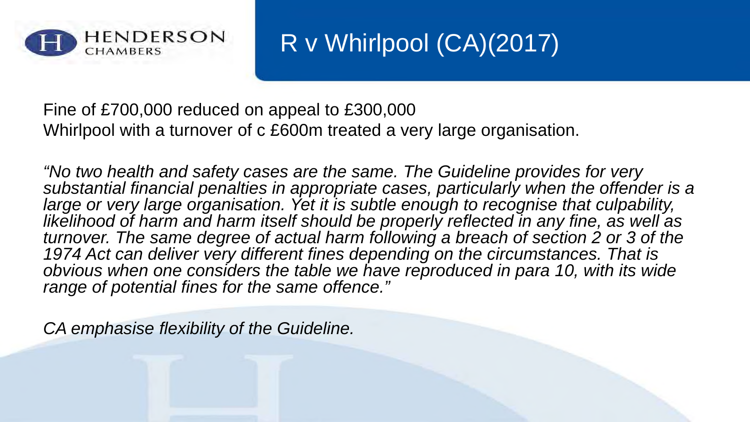# R v Whirlpool (CA)(2017)

Fine of £700,000 reduced on appeal to £300,000
Whirlpool with a turnover of c £600m treated a very large organisation.

*"No two health and safety cases are the same. The Guideline provides for very substantial financial penalties in appropriate cases, particularly when the offender is a large or very large organisation. Yet it is subtle enough to recognise that culpability, likelihood of harm and harm itself should be properly reflected in any fine, as well as turnover. The same degree of actual harm following a breach of section 2 or 3 of the 1974 Act can deliver very different fines depending on the circumstances. That is obvious when one considers the table we have reproduced in para 10, with its wide range of potential fines for the same offence."*

*CA emphasise flexibility of the Guideline.*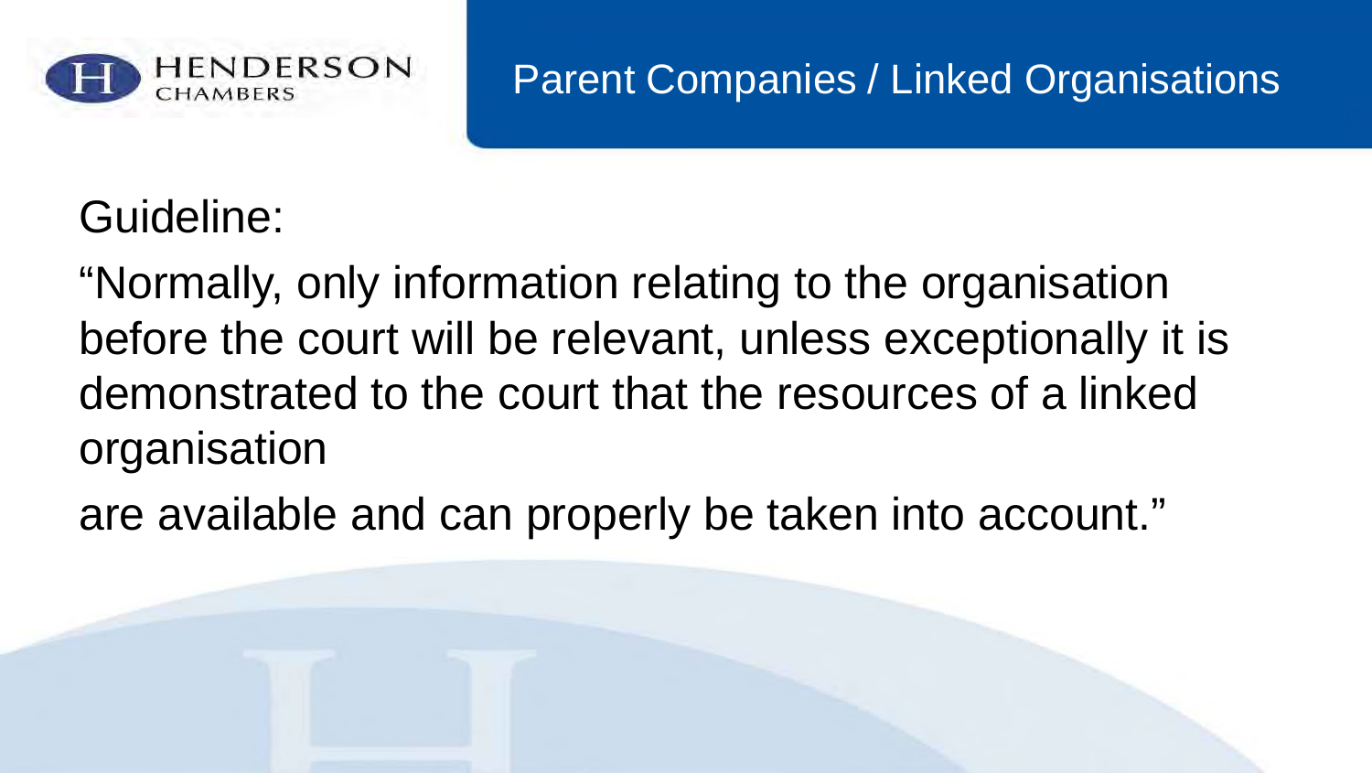# Parent Companies / Linked Organisations

Guideline:

"Normally, only information relating to the organisation before the court will be relevant, unless exceptionally it is demonstrated to the court that the resources of a linked organisation

are available and can properly be taken into account."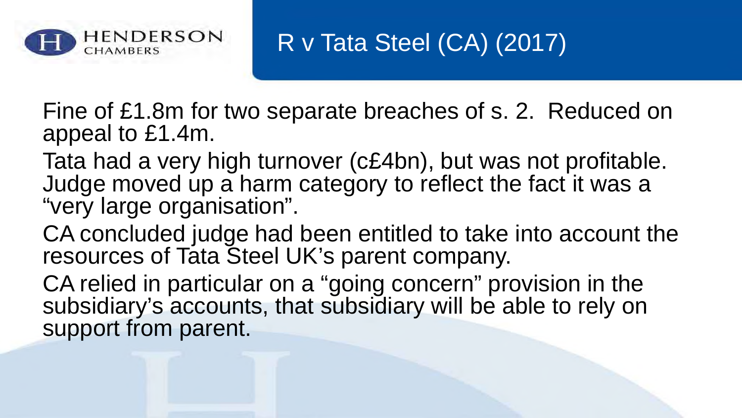# R v Tata Steel (CA) (2017)

Fine of £1.8m for two separate breaches of s. 2. Reduced on appeal to £1.4m.

Tata had a very high turnover (c£4bn), but was not profitable. Judge moved up a harm category to reflect the fact it was a "very large organisation".

CA concluded judge had been entitled to take into account the resources of Tata Steel UK's parent company.

CA relied in particular on a "going concern" provision in the subsidiary's accounts, that subsidiary will be able to rely on support from parent.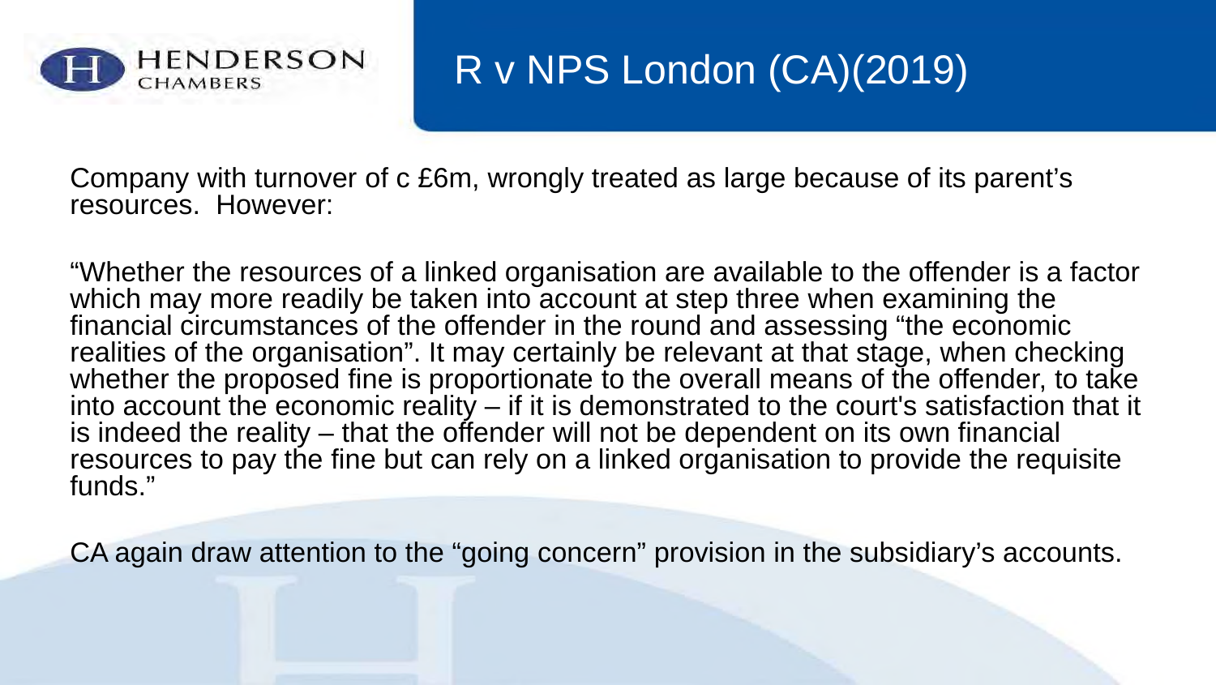# R v NPS London (CA)(2019)

Company with turnover of c £6m, wrongly treated as large because of its parent's resources. However:

"Whether the resources of a linked organisation are available to the offender is a factor which may more readily be taken into account at step three when examining the financial circumstances of the offender in the round and assessing "the economic realities of the organisation". It may certainly be relevant at that stage, when checking whether the proposed fine is proportionate to the overall means of the offender, to take into account the economic reality – if it is demonstrated to the court's satisfaction that it is indeed the reality – that the offender will not be dependent on its own financial resources to pay the fine but can rely on a linked organisation to provide the requisite funds."

CA again draw attention to the "going concern" provision in the subsidiary's accounts.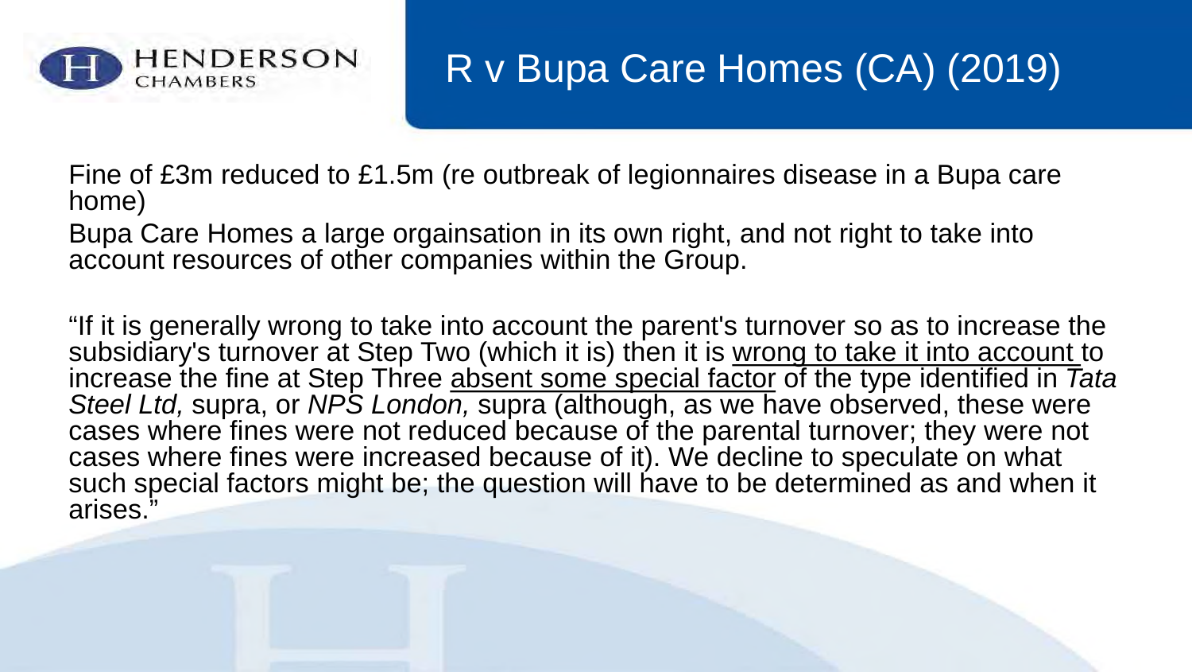# R v Bupa Care Homes (CA) (2019)

Fine of £3m reduced to £1.5m (re outbreak of legionnaires disease in a Bupa care home)

Bupa Care Homes a large orgainsation in its own right, and not right to take into account resources of other companies within the Group.

"If it is generally wrong to take into account the parent's turnover so as to increase the subsidiary's turnover at Step Two (which it is) then it is <u>wrong to take it into account</u> to increase the fine at Step Three <u>absent some special factor</u> of the type identified in *Tata Steel Ltd,* supra, or *NPS London,* supra (although, as we have observed, these were cases where fines were not reduced because of the parental turnover; they were not cases where fines were increased because of it). We decline to speculate on what such special factors might be; the question will have to be determined as and when it arises."